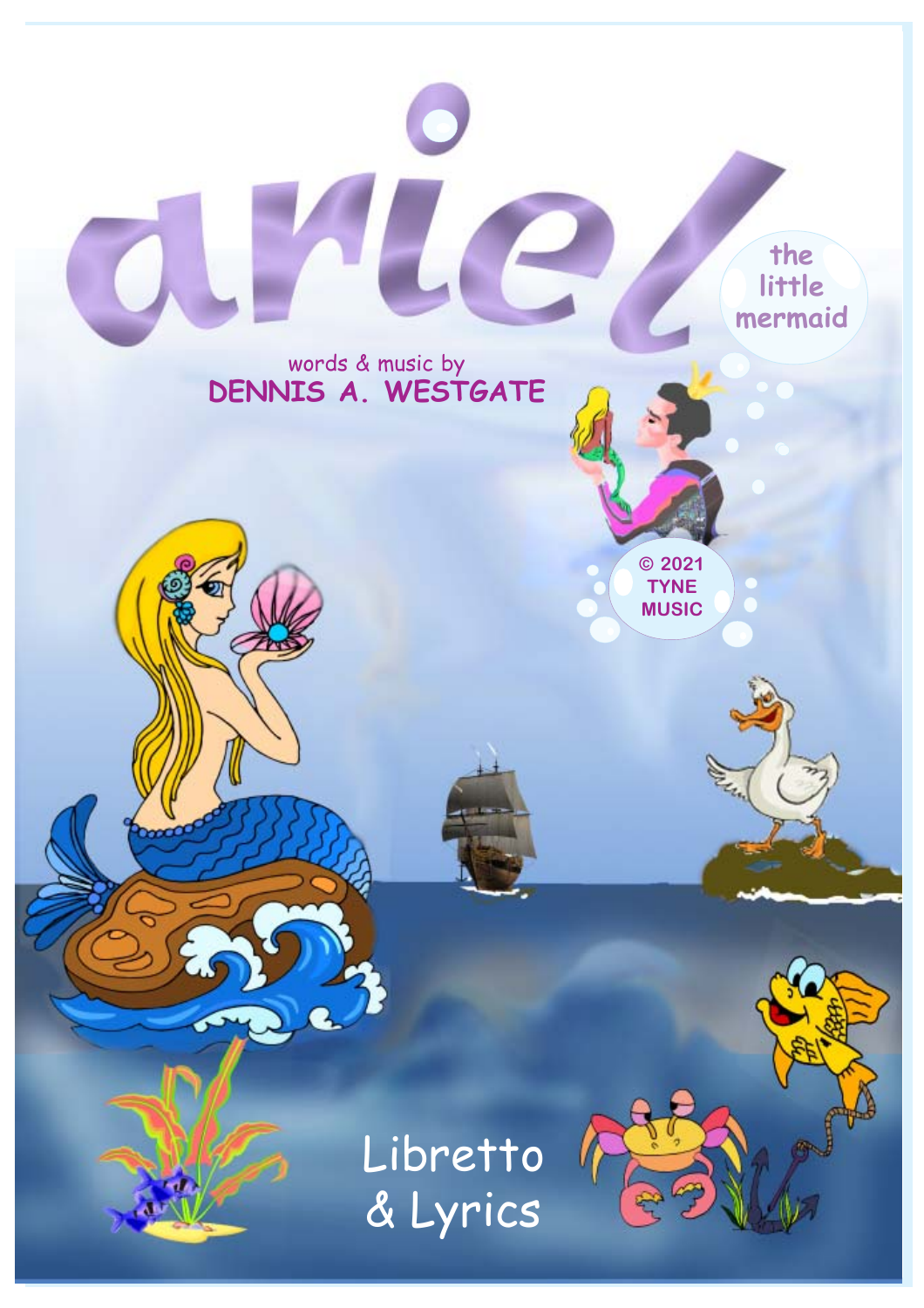# ariel

## the little mermaid

words & music by
**DENNIS A. WESTGATE**

© 2021
TYNE
MUSIC

Libretto
& Lyrics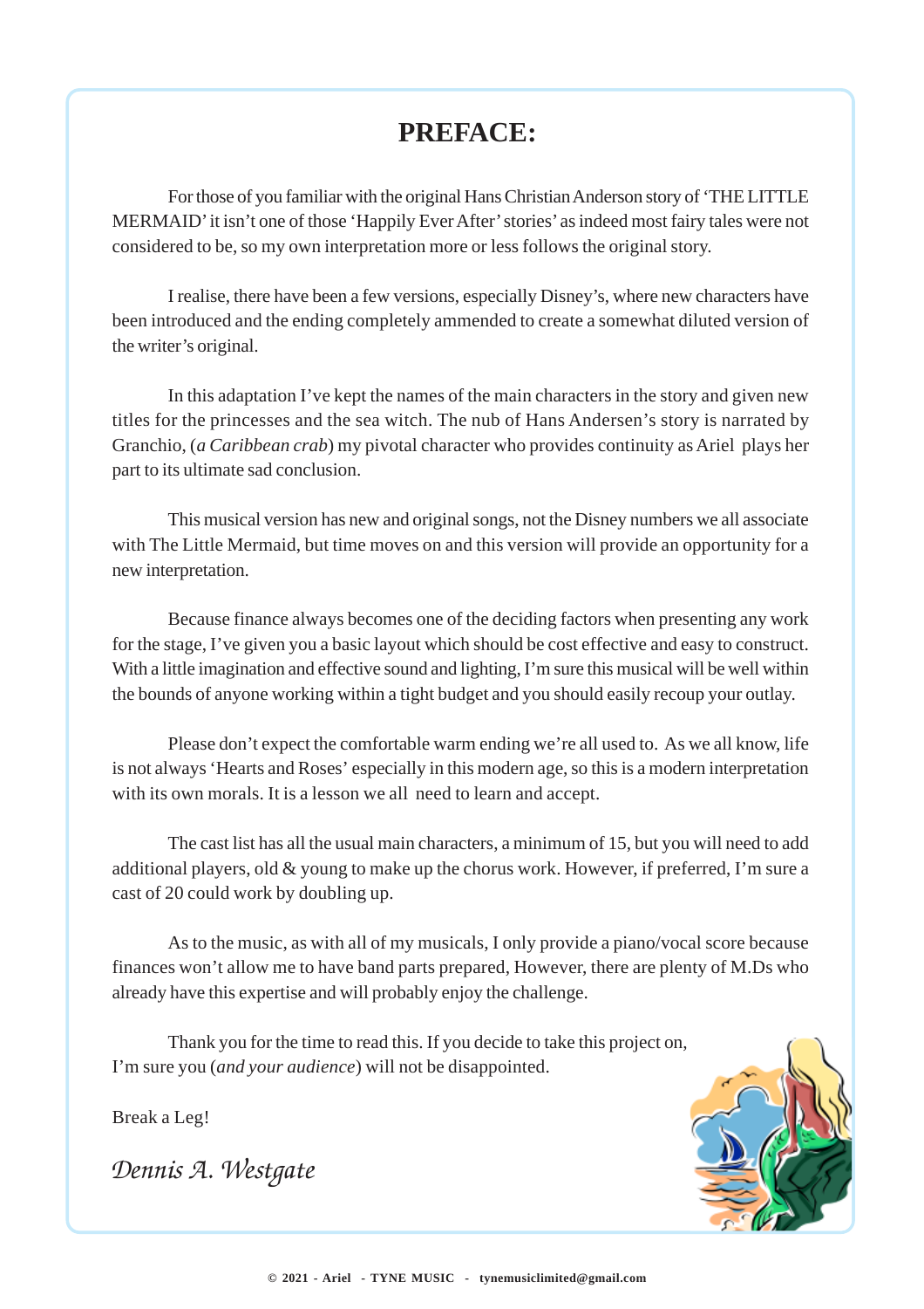# PREFACE:

For those of you familiar with the original Hans Christian Anderson story of 'THE LITTLE MERMAID' it isn't one of those 'Happily Ever After' stories' as indeed most fairy tales were not considered to be, so my own interpretation more or less follows the original story.

I realise, there have been a few versions, especially Disney's, where new characters have been introduced and the ending completely ammended to create a somewhat diluted version of the writer's original.

In this adaptation I've kept the names of the main characters in the story and given new titles for the princesses and the sea witch. The nub of Hans Andersen's story is narrated by Granchio, (*a Caribbean crab*) my pivotal character who provides continuity as Ariel plays her part to its ultimate sad conclusion.

This musical version has new and original songs, not the Disney numbers we all associate with The Little Mermaid, but time moves on and this version will provide an opportunity for a new interpretation.

Because finance always becomes one of the deciding factors when presenting any work for the stage, I've given you a basic layout which should be cost effective and easy to construct. With a little imagination and effective sound and lighting, I'm sure this musical will be well within the bounds of anyone working within a tight budget and you should easily recoup your outlay.

Please don't expect the comfortable warm ending we're all used to. As we all know, life is not always 'Hearts and Roses' especially in this modern age, so this is a modern interpretation with its own morals. It is a lesson we all need to learn and accept.

The cast list has all the usual main characters, a minimum of 15, but you will need to add additional players, old & young to make up the chorus work. However, if preferred, I'm sure a cast of 20 could work by doubling up.

As to the music, as with all of my musicals, I only provide a piano/vocal score because finances won't allow me to have band parts prepared, However, there are plenty of M.Ds who already have this expertise and will probably enjoy the challenge.

Thank you for the time to read this. If you decide to take this project on, I'm sure you (*and your audience*) will not be disappointed.

Break a Leg!

*Dennis A. Westgate*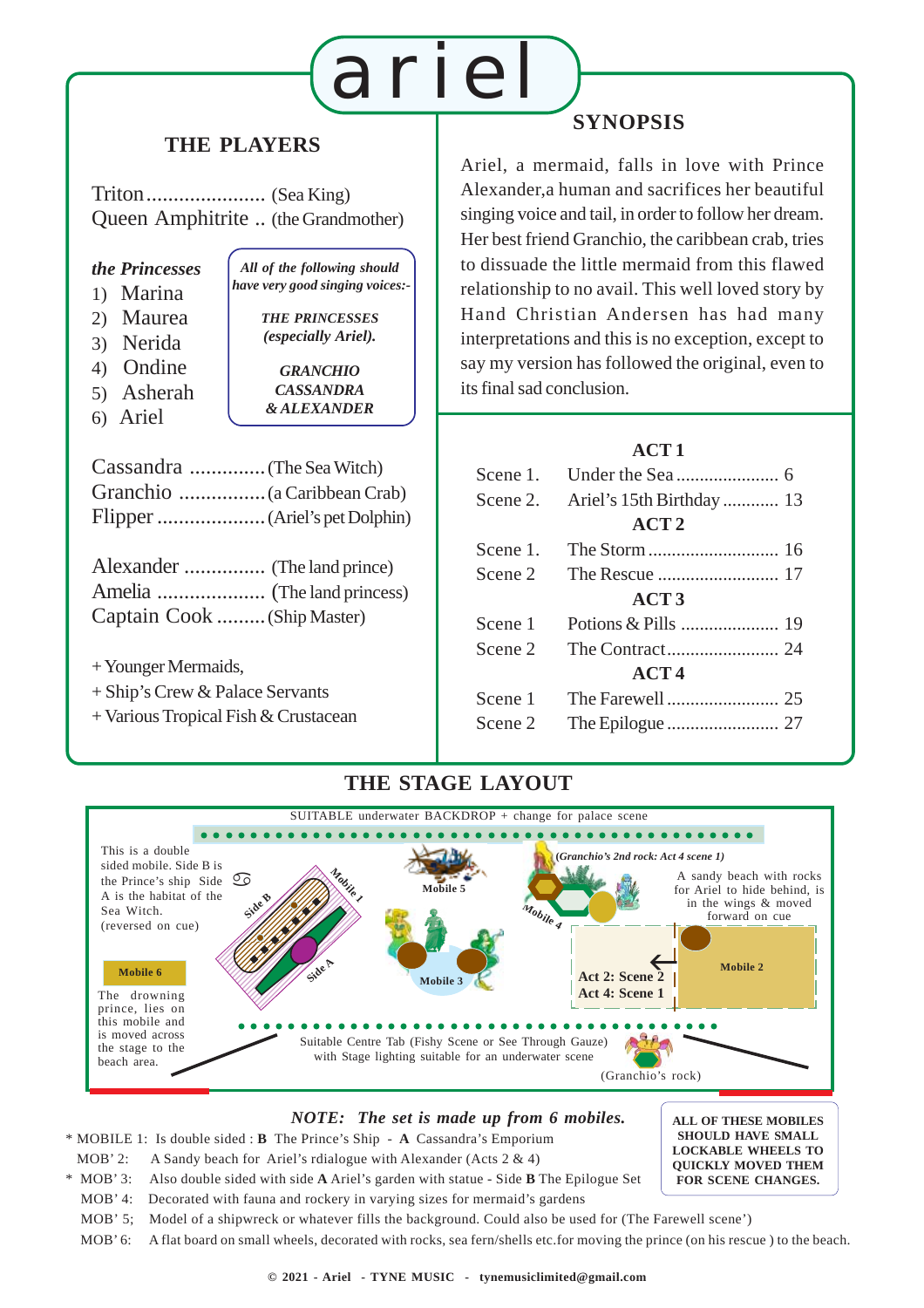# ariel

## THE PLAYERS

Triton...................... (Sea King)
Queen Amphitrite .. (the Grandmother)

***the Princesses***

1) Marina
2) Maurea
3) Nerida
4) Ondine
5) Asherah
6) Ariel

> ***All of the following should have very good singing voices:-***
>
> ***THE PRINCESSES (especially Ariel).***
>
> ***GRANCHIO CASSANDRA & ALEXANDER***

Cassandra ..............(The Sea Witch)
Granchio ................(a Caribbean Crab)
Flipper ....................(Ariel's pet Dolphin)

Alexander ............... (The land prince)
Amelia .................... (The land princess)
Captain Cook .........(Ship Master)

+ Younger Mermaids,
+ Ship's Crew & Palace Servants
+ Various Tropical Fish & Crustacean

## SYNOPSIS

Ariel, a mermaid, falls in love with Prince Alexander,a human and sacrifices her beautiful singing voice and tail, in order to follow her dream. Her best friend Granchio, the caribbean crab, tries to dissuade the little mermaid from this flawed relationship to no avail. This well loved story by Hand Christian Andersen has had many interpretations and this is no exception, except to say my version has followed the original, even to its final sad conclusion.

**ACT 1**

| | | |
|---|---|---|
| Scene 1. | Under the Sea | 6 |
| Scene 2. | Ariel's 15th Birthday | 13 |

**ACT 2**

| | | |
|---|---|---|
| Scene 1. | The Storm | 16 |
| Scene 2 | The Rescue | 17 |

**ACT 3**

| | | |
|---|---|---|
| Scene 1 | Potions & Pills | 19 |
| Scene 2 | The Contract | 24 |

**ACT 4**

| | | |
|---|---|---|
| Scene 1 | The Farewell | 25 |
| Scene 2 | The Epilogue | 27 |

## THE STAGE LAYOUT

SUITABLE underwater BACKDROP + change for palace scene

This is a double sided mobile. Side B is the Prince's ship Side A is the habitat of the Sea Witch. (reversed on cue)

Mobile 1 — Side B — Side A

Mobile 5

Mobile 3

*(Granchio's 2nd rock: Act 4 scene 1)*

Mobile 4

A sandy beach with rocks for Ariel to hide behind, is in the wings & moved forward on cue

Mobile 2

Act 2: Scene 2
Act 4: Scene 1

Mobile 6

The drowning prince, lies on this mobile and is moved across the stage to the beach area.

Suitable Centre Tab (Fishy Scene or See Through Gauze) with Stage lighting suitable for an underwater scene

(Granchio's rock)

***NOTE: The set is made up from 6 mobiles.***

\* MOBILE 1: Is double sided : **B** The Prince's Ship - **A** Cassandra's Emporium
MOB' 2: A Sandy beach for Ariel's rdialogue with Alexander (Acts 2 & 4)
\* MOB' 3: Also double sided with side **A** Ariel's garden with statue - Side **B** The Epilogue Set
MOB' 4: Decorated with fauna and rockery in varying sizes for mermaid's gardens
MOB' 5; Model of a shipwreck or whatever fills the background. Could also be used for (The Farewell scene')
MOB' 6: A flat board on small wheels, decorated with rocks, sea fern/shells etc.for moving the prince (on his rescue ) to the beach.

**ALL OF THESE MOBILES SHOULD HAVE SMALL LOCKABLE WHEELS TO QUICKLY MOVED THEM FOR SCENE CHANGES.**

**© 2021 - Ariel - TYNE MUSIC - tynemusiclimited@gmail.com**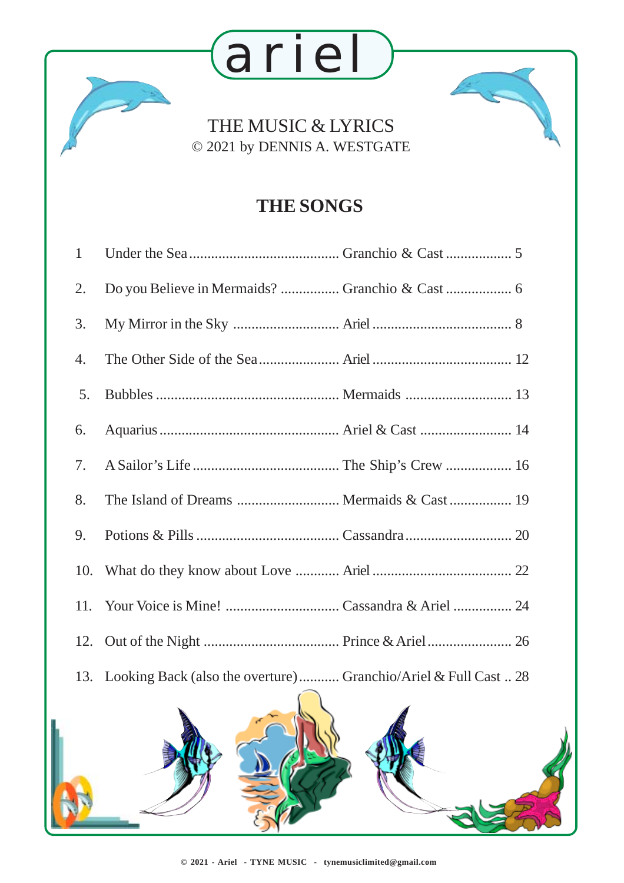# ariel

THE MUSIC & LYRICS
© 2021 by DENNIS A. WESTGATE

## THE SONGS

| # | Song | Performed by | Page |
|---|---|---|---|
| 1 | Under the Sea | Granchio & Cast | 5 |
| 2. | Do you Believe in Mermaids? | Granchio & Cast | 6 |
| 3. | My Mirror in the Sky | Ariel | 8 |
| 4. | The Other Side of the Sea | Ariel | 12 |
| 5. | Bubbles | Mermaids | 13 |
| 6. | Aquarius | Ariel & Cast | 14 |
| 7. | A Sailor's Life | The Ship's Crew | 16 |
| 8. | The Island of Dreams | Mermaids & Cast | 19 |
| 9. | Potions & Pills | Cassandra | 20 |
| 10. | What do they know about Love | Ariel | 22 |
| 11. | Your Voice is Mine! | Cassandra & Ariel | 24 |
| 12. | Out of the Night | Prince & Ariel | 26 |
| 13. | Looking Back (also the overture) | Granchio/Ariel & Full Cast | 28 |

© 2021 - Ariel - TYNE MUSIC - tynemusiclimited@gmail.com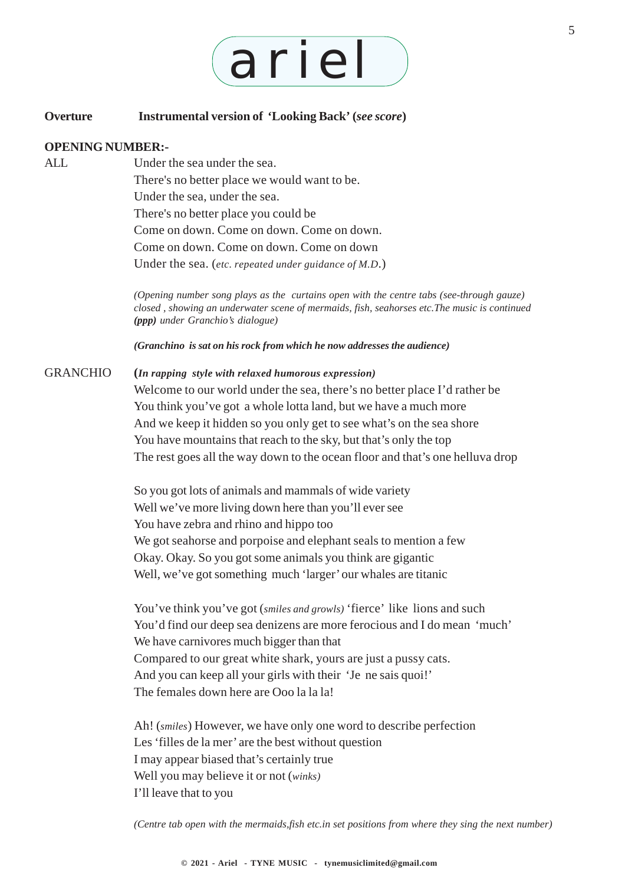# ariel

**Overture** **Instrumental version of 'Looking Back' (*see score*)**

**OPENING NUMBER:-**

ALL

Under the sea under the sea.
There's no better place we would want to be.
Under the sea, under the sea.
There's no better place you could be
Come on down. Come on down. Come on down.
Come on down. Come on down. Come on down
Under the sea. (*etc. repeated under guidance of M.D.*)

*(Opening number song plays as the curtains open with the centre tabs (see-through gauze) closed , showing an underwater scene of mermaids, fish, seahorses etc.The music is continued **(ppp)** under Granchio's dialogue)*

***(Granchino is sat on his rock from which he now addresses the audience)***

GRANCHIO

**(*In rapping style with relaxed humorous expression)***
Welcome to our world under the sea, there's no better place I'd rather be
You think you've got a whole lotta land, but we have a much more
And we keep it hidden so you only get to see what's on the sea shore
You have mountains that reach to the sky, but that's only the top
The rest goes all the way down to the ocean floor and that's one helluva drop

So you got lots of animals and mammals of wide variety
Well we've more living down here than you'll ever see
You have zebra and rhino and hippo too
We got seahorse and porpoise and elephant seals to mention a few
Okay. Okay. So you got some animals you think are gigantic
Well, we've got something much 'larger' our whales are titanic

You've think you've got (*smiles and growls)* 'fierce' like lions and such
You'd find our deep sea denizens are more ferocious and I do mean 'much'
We have carnivores much bigger than that
Compared to our great white shark, yours are just a pussy cats.
And you can keep all your girls with their 'Je ne sais quoi!'
The females down here are Ooo la la la!

Ah! (*smiles*) However, we have only one word to describe perfection
Les 'filles de la mer' are the best without question
I may appear biased that's certainly true
Well you may believe it or not (*winks)*
I'll leave that to you

*(Centre tab open with the mermaids,fish etc.in set positions from where they sing the next number)*

**© 2021 - Ariel - TYNE MUSIC - tynemusiclimited@gmail.com**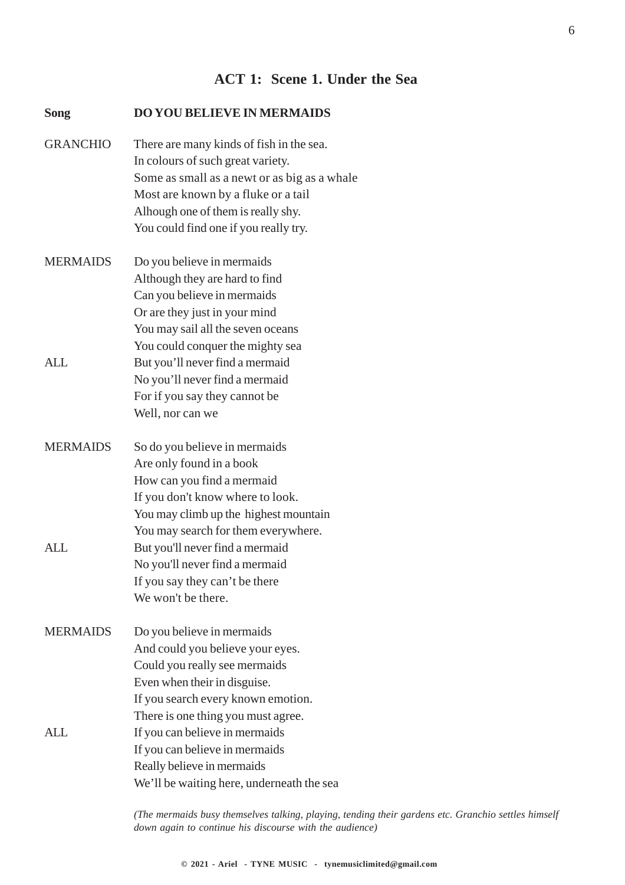## ACT 1: Scene 1. Under the Sea

**Song** **DO YOU BELIEVE IN MERMAIDS**

GRANCHIO There are many kinds of fish in the sea.
In colours of such great variety.
Some as small as a newt or as big as a whale
Most are known by a fluke or a tail
Alhough one of them is really shy.
You could find one if you really try.

MERMAIDS Do you believe in mermaids
Although they are hard to find
Can you believe in mermaids
Or are they just in your mind
You may sail all the seven oceans
You could conquer the mighty sea

ALL But you'll never find a mermaid
No you'll never find a mermaid
For if you say they cannot be
Well, nor can we

MERMAIDS So do you believe in mermaids
Are only found in a book
How can you find a mermaid
If you don't know where to look.
You may climb up the highest mountain
You may search for them everywhere.

ALL But you'll never find a mermaid
No you'll never find a mermaid
If you say they can't be there
We won't be there.

MERMAIDS Do you believe in mermaids
And could you believe your eyes.
Could you really see mermaids
Even when their in disguise.
If you search every known emotion.
There is one thing you must agree.

ALL If you can believe in mermaids
If you can believe in mermaids
Really believe in mermaids
We'll be waiting here, underneath the sea

*(The mermaids busy themselves talking, playing, tending their gardens etc. Granchio settles himself down again to continue his discourse with the audience)*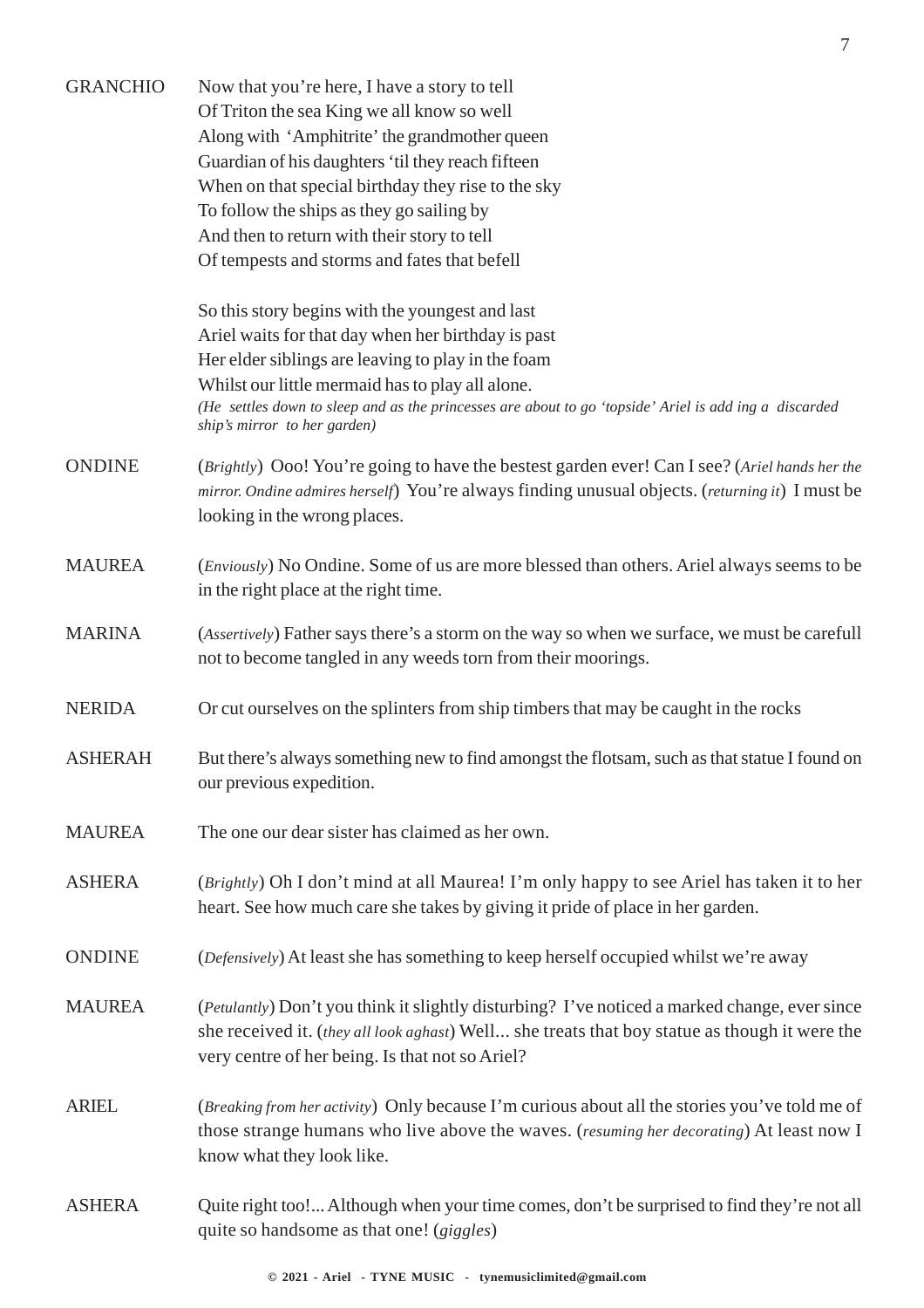GRANCHIO Now that you're here, I have a story to tell
Of Triton the sea King we all know so well
Along with 'Amphitrite' the grandmother queen
Guardian of his daughters 'til they reach fifteen
When on that special birthday they rise to the sky
To follow the ships as they go sailing by
And then to return with their story to tell
Of tempests and storms and fates that befell

So this story begins with the youngest and last
Ariel waits for that day when her birthday is past
Her elder siblings are leaving to play in the foam
Whilst our little mermaid has to play all alone.
*(He settles down to sleep and as the princesses are about to go 'topside' Ariel is add ing a discarded ship's mirror to her garden)*

ONDINE (*Brightly*) Ooo! You're going to have the bestest garden ever! Can I see? (*Ariel hands her the mirror. Ondine admires herself*) You're always finding unusual objects. (*returning it*) I must be looking in the wrong places.

MAUREA (*Enviously*) No Ondine. Some of us are more blessed than others. Ariel always seems to be in the right place at the right time.

MARINA (*Assertively*) Father says there's a storm on the way so when we surface, we must be carefull not to become tangled in any weeds torn from their moorings.

NERIDA Or cut ourselves on the splinters from ship timbers that may be caught in the rocks

ASHERAH But there's always something new to find amongst the flotsam, such as that statue I found on our previous expedition.

MAUREA The one our dear sister has claimed as her own.

ASHERA (*Brightly*) Oh I don't mind at all Maurea! I'm only happy to see Ariel has taken it to her heart. See how much care she takes by giving it pride of place in her garden.

ONDINE (*Defensively*) At least she has something to keep herself occupied whilst we're away

MAUREA (*Petulantly*) Don't you think it slightly disturbing? I've noticed a marked change, ever since she received it. (*they all look aghast*) Well... she treats that boy statue as though it were the very centre of her being. Is that not so Ariel?

ARIEL (*Breaking from her activity*) Only because I'm curious about all the stories you've told me of those strange humans who live above the waves. (*resuming her decorating*) At least now I know what they look like.

ASHERA Quite right too!... Although when your time comes, don't be surprised to find they're not all quite so handsome as that one! (*giggles*)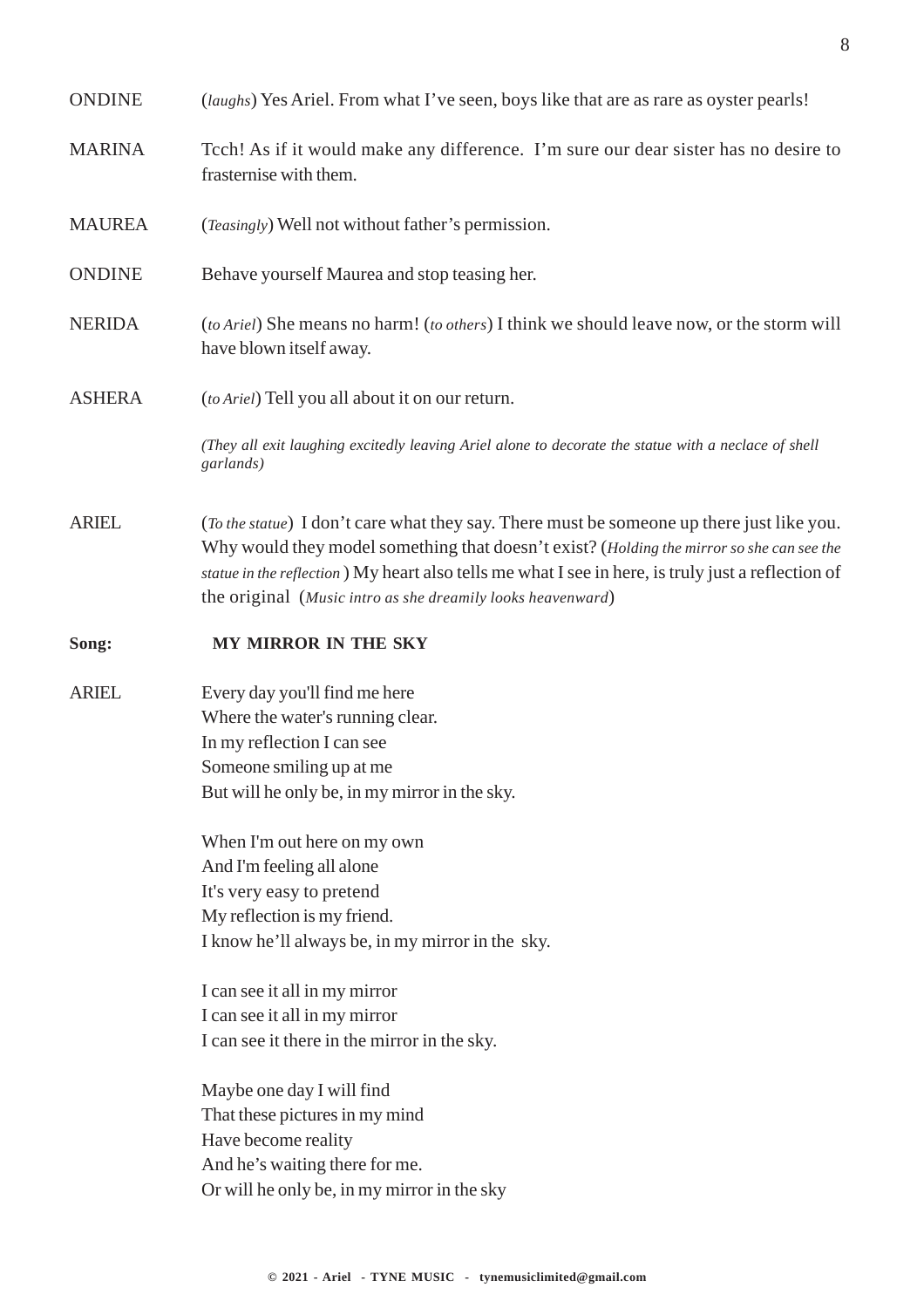**ONDINE** (*laughs*) Yes Ariel. From what I've seen, boys like that are as rare as oyster pearls!

**MARINA** Tcch! As if it would make any difference. I'm sure our dear sister has no desire to frasternise with them.

**MAUREA** (*Teasingly*) Well not without father's permission.

**ONDINE** Behave yourself Maurea and stop teasing her.

**NERIDA** (*to Ariel*) She means no harm! (*to others*) I think we should leave now, or the storm will have blown itself away.

**ASHERA** (*to Ariel*) Tell you all about it on our return.

*(They all exit laughing excitedly leaving Ariel alone to decorate the statue with a neclace of shell garlands)*

**ARIEL** (*To the statue*) I don't care what they say. There must be someone up there just like you. Why would they model something that doesn't exist? (*Holding the mirror so she can see the statue in the reflection* ) My heart also tells me what I see in here, is truly just a reflection of the original (*Music intro as she dreamily looks heavenward*)

**Song: MY MIRROR IN THE SKY**

**ARIEL**

Every day you'll find me here
Where the water's running clear.
In my reflection I can see
Someone smiling up at me
But will he only be, in my mirror in the sky.

When I'm out here on my own
And I'm feeling all alone
It's very easy to pretend
My reflection is my friend.
I know he'll always be, in my mirror in the sky.

I can see it all in my mirror
I can see it all in my mirror
I can see it there in the mirror in the sky.

Maybe one day I will find
That these pictures in my mind
Have become reality
And he's waiting there for me.
Or will he only be, in my mirror in the sky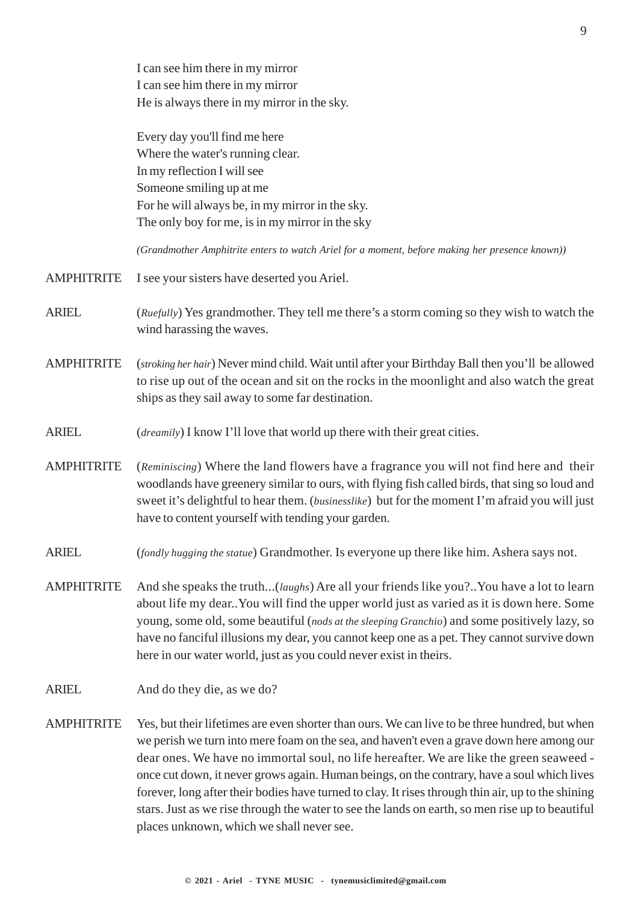I can see him there in my mirror  
I can see him there in my mirror  
He is always there in my mirror in the sky.

Every day you'll find me here  
Where the water's running clear.  
In my reflection I will see  
Someone smiling up at me  
For he will always be, in my mirror in the sky.  
The only boy for me, is in my mirror in the sky

*(Grandmother Amphitrite enters to watch Ariel for a moment, before making her presence known))*

AMPHITRITE I see your sisters have deserted you Ariel.

ARIEL (*Ruefully*) Yes grandmother. They tell me there's a storm coming so they wish to watch the wind harassing the waves.

AMPHITRITE (*stroking her hair*) Never mind child. Wait until after your Birthday Ball then you'll be allowed to rise up out of the ocean and sit on the rocks in the moonlight and also watch the great ships as they sail away to some far destination.

ARIEL (*dreamily*) I know I'll love that world up there with their great cities.

AMPHITRITE (*Reminiscing*) Where the land flowers have a fragrance you will not find here and their woodlands have greenery similar to ours, with flying fish called birds, that sing so loud and sweet it's delightful to hear them. (*businesslike*) but for the moment I'm afraid you will just have to content yourself with tending your garden.

ARIEL (*fondly hugging the statue*) Grandmother. Is everyone up there like him. Ashera says not.

AMPHITRITE And she speaks the truth...(*laughs*) Are all your friends like you?..You have a lot to learn about life my dear..You will find the upper world just as varied as it is down here. Some young, some old, some beautiful (*nods at the sleeping Granchio*) and some positively lazy, so have no fanciful illusions my dear, you cannot keep one as a pet. They cannot survive down here in our water world, just as you could never exist in theirs.

ARIEL And do they die, as we do?

AMPHITRITE Yes, but their lifetimes are even shorter than ours. We can live to be three hundred, but when we perish we turn into mere foam on the sea, and haven't even a grave down here among our dear ones. We have no immortal soul, no life hereafter. We are like the green seaweed - once cut down, it never grows again. Human beings, on the contrary, have a soul which lives forever, long after their bodies have turned to clay. It rises through thin air, up to the shining stars. Just as we rise through the water to see the lands on earth, so men rise up to beautiful places unknown, which we shall never see.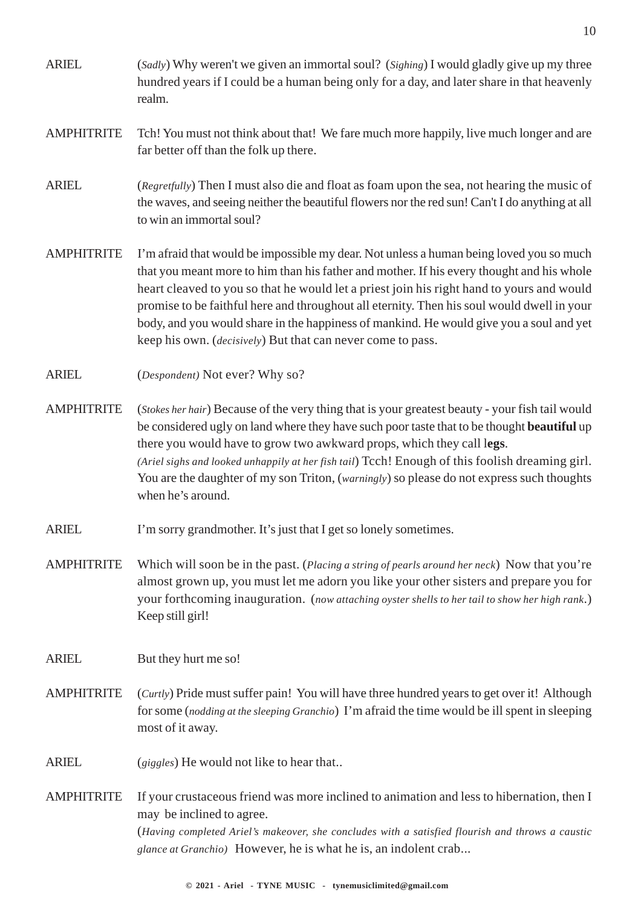ARIEL (*Sadly*) Why weren't we given an immortal soul? (*Sighing*) I would gladly give up my three hundred years if I could be a human being only for a day, and later share in that heavenly realm.

AMPHITRITE Tch! You must not think about that! We fare much more happily, live much longer and are far better off than the folk up there.

ARIEL (*Regretfully*) Then I must also die and float as foam upon the sea, not hearing the music of the waves, and seeing neither the beautiful flowers nor the red sun! Can't I do anything at all to win an immortal soul?

AMPHITRITE I'm afraid that would be impossible my dear. Not unless a human being loved you so much that you meant more to him than his father and mother. If his every thought and his whole heart cleaved to you so that he would let a priest join his right hand to yours and would promise to be faithful here and throughout all eternity. Then his soul would dwell in your body, and you would share in the happiness of mankind. He would give you a soul and yet keep his own. (*decisively*) But that can never come to pass.

ARIEL (*Despondent)* Not ever? Why so?

AMPHITRITE (*Stokes her hair*) Because of the very thing that is your greatest beauty - your fish tail would be considered ugly on land where they have such poor taste that to be thought **beautiful** up there you would have to grow two awkward props, which they call l**egs**. *(Ariel sighs and looked unhappily at her fish tail*) Tcch! Enough of this foolish dreaming girl. You are the daughter of my son Triton, (*warningly*) so please do not express such thoughts when he's around.

ARIEL I'm sorry grandmother. It's just that I get so lonely sometimes.

AMPHITRITE Which will soon be in the past. (*Placing a string of pearls around her neck*) Now that you're almost grown up, you must let me adorn you like your other sisters and prepare you for your forthcoming inauguration. (*now attaching oyster shells to her tail to show her high rank*.) Keep still girl!

ARIEL But they hurt me so!

AMPHITRITE (*Curtly*) Pride must suffer pain! You will have three hundred years to get over it! Although for some (*nodding at the sleeping Granchio*) I'm afraid the time would be ill spent in sleeping most of it away.

ARIEL (*giggles*) He would not like to hear that..

AMPHITRITE If your crustaceous friend was more inclined to animation and less to hibernation, then I may be inclined to agree.
(*Having completed Ariel's makeover, she concludes with a satisfied flourish and throws a caustic glance at Granchio)* However, he is what he is, an indolent crab...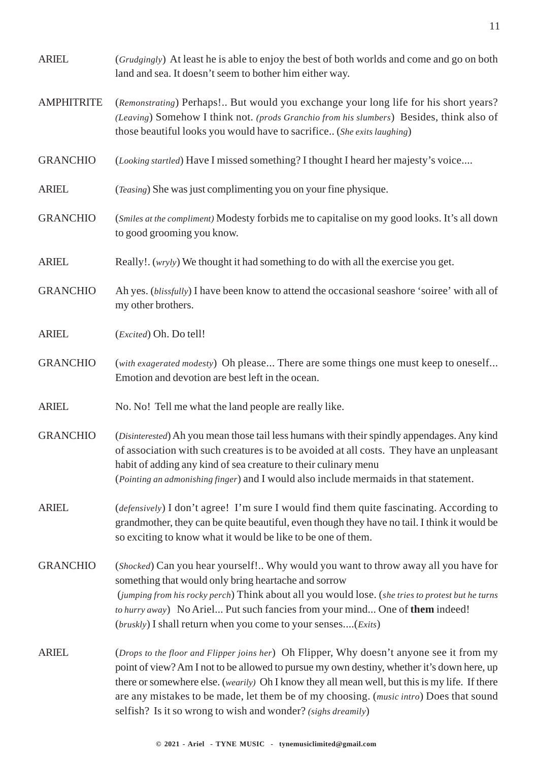ARIEL (*Grudgingly*) At least he is able to enjoy the best of both worlds and come and go on both land and sea. It doesn't seem to bother him either way.

AMPHITRITE (*Remonstrating*) Perhaps!.. But would you exchange your long life for his short years? (*Leaving*) Somehow I think not. (*prods Granchio from his slumbers*) Besides, think also of those beautiful looks you would have to sacrifice.. (*She exits laughing*)

GRANCHIO (*Looking startled*) Have I missed something? I thought I heard her majesty's voice....

ARIEL (*Teasing*) She was just complimenting you on your fine physique.

GRANCHIO (*Smiles at the compliment)* Modesty forbids me to capitalise on my good looks. It's all down to good grooming you know.

ARIEL Really!. (*wryly*) We thought it had something to do with all the exercise you get.

GRANCHIO Ah yes. (*blissfully*) I have been know to attend the occasional seashore 'soiree' with all of my other brothers.

ARIEL (*Excited*) Oh. Do tell!

GRANCHIO (*with exagerated modesty*) Oh please... There are some things one must keep to oneself... Emotion and devotion are best left in the ocean.

ARIEL No. No! Tell me what the land people are really like.

GRANCHIO (*Disinterested*) Ah you mean those tail less humans with their spindly appendages. Any kind of association with such creatures is to be avoided at all costs. They have an unpleasant habit of adding any kind of sea creature to their culinary menu
(*Pointing an admonishing finger*) and I would also include mermaids in that statement.

ARIEL (*defensively*) I don't agree! I'm sure I would find them quite fascinating. According to grandmother, they can be quite beautiful, even though they have no tail. I think it would be so exciting to know what it would be like to be one of them.

GRANCHIO (*Shocked*) Can you hear yourself!.. Why would you want to throw away all you have for something that would only bring heartache and sorrow
(*jumping from his rocky perch*) Think about all you would lose. (*she tries to protest but he turns to hurry away*) No Ariel... Put such fancies from your mind... One of **them** indeed!
(*bruskly*) I shall return when you come to your senses....(*Exits*)

ARIEL (*Drops to the floor and Flipper joins her*) Oh Flipper, Why doesn't anyone see it from my point of view? Am I not to be allowed to pursue my own destiny, whether it's down here, up there or somewhere else. (*wearily)* Oh I know they all mean well, but this is my life. If there are any mistakes to be made, let them be of my choosing. (*music intro*) Does that sound selfish? Is it so wrong to wish and wonder? *(sighs dreamily*)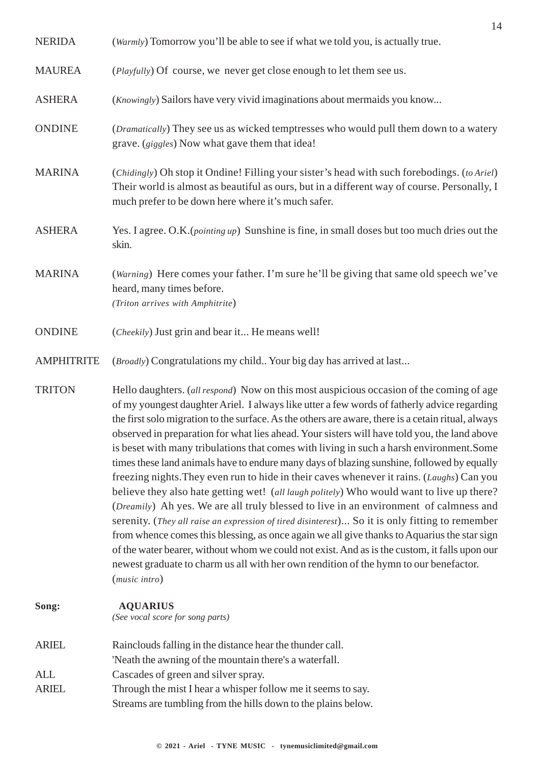**NERIDA** (*Warmly*) Tomorrow you'll be able to see if what we told you, is actually true.

**MAUREA** (*Playfully*) Of course, we never get close enough to let them see us.

**ASHERA** (*Knowingly*) Sailors have very vivid imaginations about mermaids you know...

**ONDINE** (*Dramatically*) They see us as wicked temptresses who would pull them down to a watery grave. (*giggles*) Now what gave them that idea!

**MARINA** (*Chidingly*) Oh stop it Ondine! Filling your sister's head with such forebodings. (*to Ariel*) Their world is almost as beautiful as ours, but in a different way of course. Personally, I much prefer to be down here where it's much safer.

**ASHERA** Yes. I agree. O.K.(*pointing up*) Sunshine is fine, in small doses but too much dries out the skin.

**MARINA** (*Warning*) Here comes your father. I'm sure he'll be giving that same old speech we've heard, many times before.
*(Triton arrives with Amphitrite)*

**ONDINE** (*Cheekily*) Just grin and bear it... He means well!

**AMPHITRITE** (*Broadly*) Congratulations my child.. Your big day has arrived at last...

**TRITON** Hello daughters. (*all respond*) Now on this most auspicious occasion of the coming of age of my youngest daughter Ariel. I always like utter a few words of fatherly advice regarding the first solo migration to the surface. As the others are aware, there is a cetain ritual, always observed in preparation for what lies ahead. Your sisters will have told you, the land above is beset with many tribulations that comes with living in such a harsh environment.Some times these land animals have to endure many days of blazing sunshine, followed by equally freezing nights.They even run to hide in their caves whenever it rains. (*Laughs*) Can you believe they also hate getting wet! (*all laugh politely*) Who would want to live up there? (*Dreamily*) Ah yes. We are all truly blessed to live in an environment of calmness and serenity. (*They all raise an expression of tired disinterest*)... So it is only fitting to remember from whence comes this blessing, as once again we all give thanks to Aquarius the star sign of the water bearer, without whom we could not exist. And as is the custom, it falls upon our newest graduate to charm us all with her own rendition of the hymn to our benefactor.
(*music intro*)

**Song:** **AQUARIUS**
*(See vocal score for song parts)*

**ARIEL** Rainclouds falling in the distance hear the thunder call.
'Neath the awning of the mountain there's a waterfall.
**ALL** Cascades of green and silver spray.
**ARIEL** Through the mist I hear a whisper follow me it seems to say.
Streams are tumbling from the hills down to the plains below.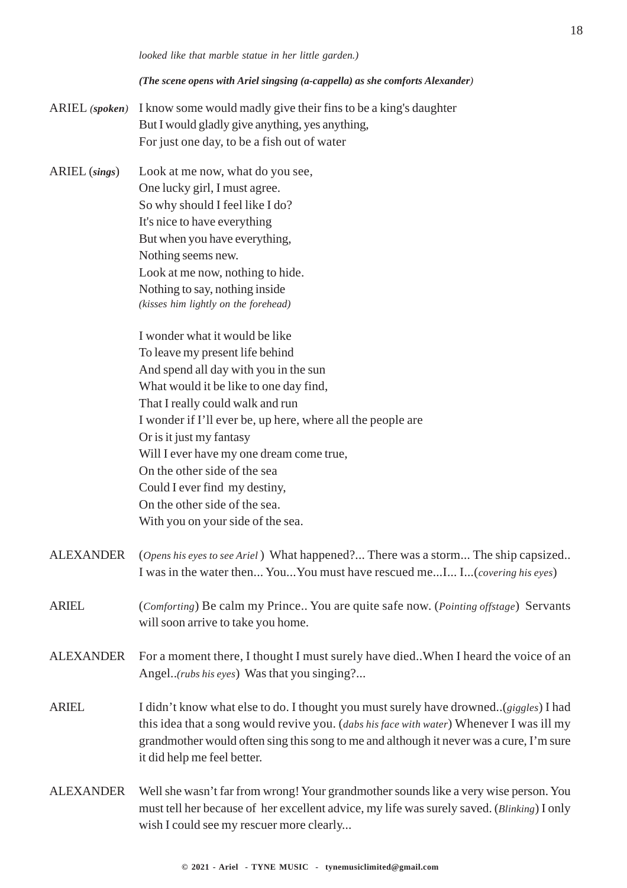*looked like that marble statue in her little garden.)*

***(The scene opens with Ariel singsing (a-cappella) as she comforts Alexander)***

ARIEL ***(spoken)*** I know some would madly give their fins to be a king's daughter
But I would gladly give anything, yes anything,
For just one day, to be a fish out of water

ARIEL (***sings***) Look at me now, what do you see,
One lucky girl, I must agree.
So why should I feel like I do?
It's nice to have everything
But when you have everything,
Nothing seems new.
Look at me now, nothing to hide.
Nothing to say, nothing inside
*(kisses him lightly on the forehead)*

I wonder what it would be like
To leave my present life behind
And spend all day with you in the sun
What would it be like to one day find,
That I really could walk and run
I wonder if I'll ever be, up here, where all the people are
Or is it just my fantasy
Will I ever have my one dream come true,
On the other side of the sea
Could I ever find my destiny,
On the other side of the sea.
With you on your side of the sea.

ALEXANDER (*Opens his eyes to see Ariel* ) What happened?... There was a storm... The ship capsized.. I was in the water then... You...You must have rescued me...I... I...(*covering his eyes*)

ARIEL (*Comforting*) Be calm my Prince.. You are quite safe now. (*Pointing offstage*) Servants will soon arrive to take you home.

ALEXANDER For a moment there, I thought I must surely have died..When I heard the voice of an Angel..*(rubs his eyes*) Was that you singing?...

ARIEL I didn't know what else to do. I thought you must surely have drowned..(*giggles*) I had this idea that a song would revive you. (*dabs his face with water*) Whenever I was ill my grandmother would often sing this song to me and although it never was a cure, I'm sure it did help me feel better.

ALEXANDER Well she wasn't far from wrong! Your grandmother sounds like a very wise person. You must tell her because of her excellent advice, my life was surely saved. (*Blinking*) I only wish I could see my rescuer more clearly...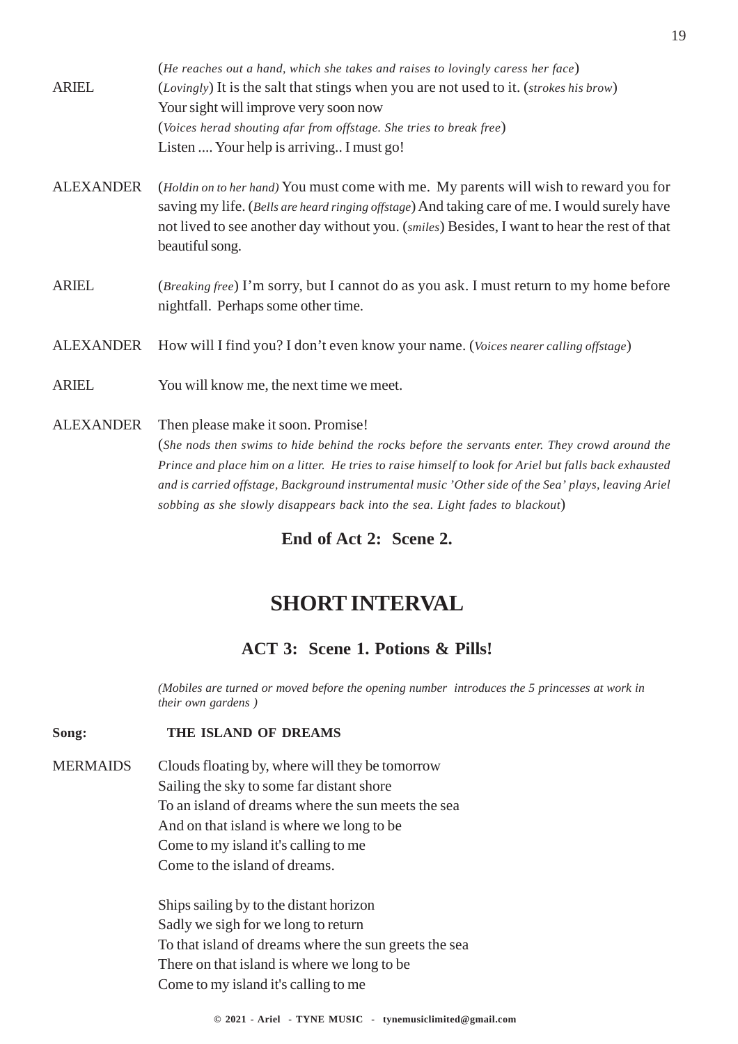(*He reaches out a hand, which she takes and raises to lovingly caress her face*)

ARIEL (*Lovingly*) It is the salt that stings when you are not used to it. (*strokes his brow*) Your sight will improve very soon now
(*Voices herad shouting afar from offstage. She tries to break free*)
Listen .... Your help is arriving.. I must go!

ALEXANDER (*Holdin on to her hand*) You must come with me. My parents will wish to reward you for saving my life. (*Bells are heard ringing offstage*) And taking care of me. I would surely have not lived to see another day without you. (*smiles*) Besides, I want to hear the rest of that beautiful song.

ARIEL (*Breaking free*) I'm sorry, but I cannot do as you ask. I must return to my home before nightfall. Perhaps some other time.

ALEXANDER How will I find you? I don't even know your name. (*Voices nearer calling offstage*)

ARIEL You will know me, the next time we meet.

ALEXANDER Then please make it soon. Promise!
(*She nods then swims to hide behind the rocks before the servants enter. They crowd around the Prince and place him on a litter. He tries to raise himself to look for Ariel but falls back exhausted and is carried offstage, Background instrumental music 'Other side of the Sea' plays, leaving Ariel sobbing as she slowly disappears back into the sea. Light fades to blackout*)

**End of Act 2: Scene 2.**

# SHORT INTERVAL

## ACT 3: Scene 1. Potions & Pills!

*(Mobiles are turned or moved before the opening number introduces the 5 princesses at work in their own gardens )*

**Song: THE ISLAND OF DREAMS**

MERMAIDS Clouds floating by, where will they be tomorrow
Sailing the sky to some far distant shore
To an island of dreams where the sun meets the sea
And on that island is where we long to be
Come to my island it's calling to me
Come to the island of dreams.

Ships sailing by to the distant horizon
Sadly we sigh for we long to return
To that island of dreams where the sun greets the sea
There on that island is where we long to be
Come to my island it's calling to me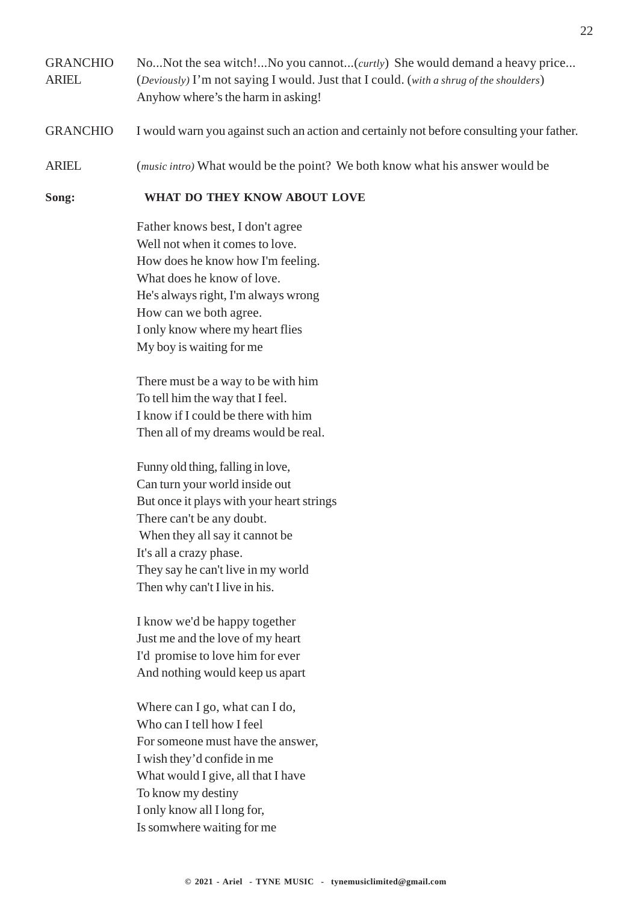GRANCHIO No...Not the sea witch!...No you cannot...(*curtly*) She would demand a heavy price...

ARIEL (*Deviously)* I'm not saying I would. Just that I could. (*with a shrug of the shoulders*) Anyhow where's the harm in asking!

GRANCHIO I would warn you against such an action and certainly not before consulting your father.

ARIEL (*music intro)* What would be the point? We both know what his answer would be

**Song:** **WHAT DO THEY KNOW ABOUT LOVE**

Father knows best, I don't agree
Well not when it comes to love.
How does he know how I'm feeling.
What does he know of love.
He's always right, I'm always wrong
How can we both agree.
I only know where my heart flies
My boy is waiting for me

There must be a way to be with him
To tell him the way that I feel.
I know if I could be there with him
Then all of my dreams would be real.

Funny old thing, falling in love,
Can turn your world inside out
But once it plays with your heart strings
There can't be any doubt.
When they all say it cannot be
It's all a crazy phase.
They say he can't live in my world
Then why can't I live in his.

I know we'd be happy together
Just me and the love of my heart
I'd promise to love him for ever
And nothing would keep us apart

Where can I go, what can I do,
Who can I tell how I feel
For someone must have the answer,
I wish they'd confide in me
What would I give, all that I have
To know my destiny
I only know all I long for,
Is somwhere waiting for me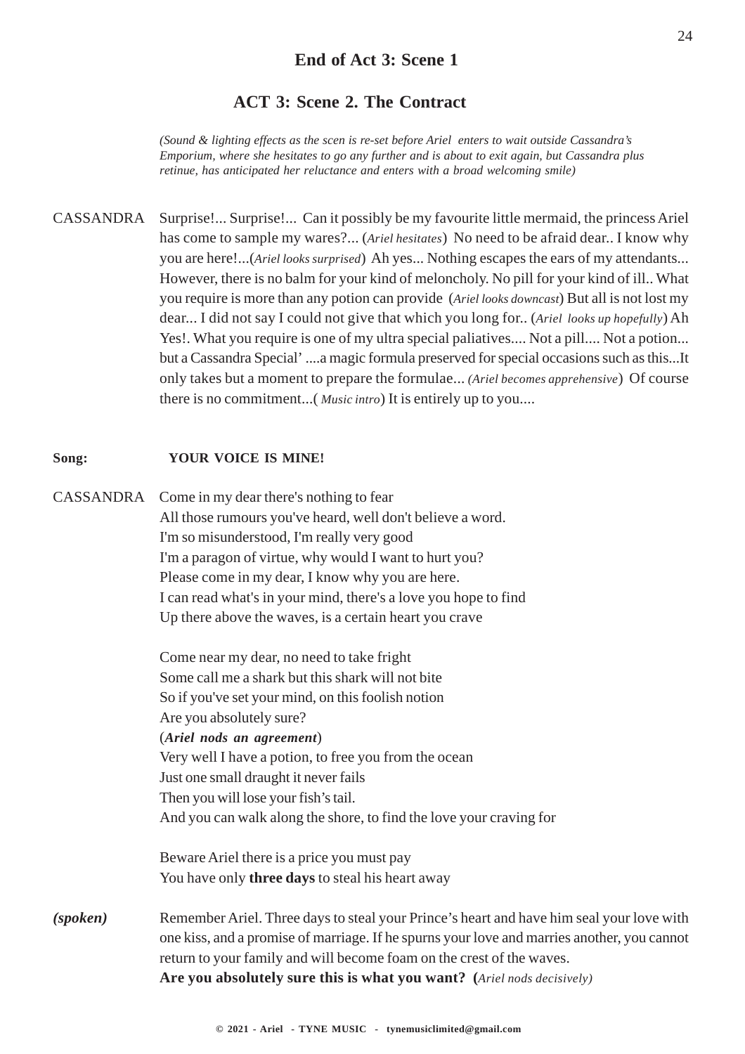## End of Act 3: Scene 1

## ACT 3: Scene 2. The Contract

*(Sound & lighting effects as the scen is re-set before Ariel enters to wait outside Cassandra's Emporium, where she hesitates to go any further and is about to exit again, but Cassandra plus retinue, has anticipated her reluctance and enters with a broad welcoming smile)*

CASSANDRA Surprise!... Surprise!... Can it possibly be my favourite little mermaid, the princess Ariel has come to sample my wares?... (*Ariel hesitates*) No need to be afraid dear.. I know why you are here!...(*Ariel looks surprised*) Ah yes... Nothing escapes the ears of my attendants... However, there is no balm for your kind of meloncholy. No pill for your kind of ill.. What you require is more than any potion can provide (*Ariel looks downcast*) But all is not lost my dear... I did not say I could not give that which you long for.. (*Ariel looks up hopefully*) Ah Yes!. What you require is one of my ultra special paliatives.... Not a pill.... Not a potion... but a Cassandra Special' ....a magic formula preserved for special occasions such as this...It only takes but a moment to prepare the formulae... *(Ariel becomes apprehensive*) Of course there is no commitment...( *Music intro*) It is entirely up to you....

**Song:** **YOUR VOICE IS MINE!**

CASSANDRA Come in my dear there's nothing to fear
All those rumours you've heard, well don't believe a word.
I'm so misunderstood, I'm really very good
I'm a paragon of virtue, why would I want to hurt you?
Please come in my dear, I know why you are here.
I can read what's in your mind, there's a love you hope to find
Up there above the waves, is a certain heart you crave

Come near my dear, no need to take fright
Some call me a shark but this shark will not bite
So if you've set your mind, on this foolish notion
Are you absolutely sure?
(***Ariel nods an agreement***)
Very well I have a potion, to free you from the ocean
Just one small draught it never fails
Then you will lose your fish's tail.
And you can walk along the shore, to find the love your craving for

Beware Ariel there is a price you must pay
You have only **three days** to steal his heart away

***(spoken)*** Remember Ariel. Three days to steal your Prince's heart and have him seal your love with one kiss, and a promise of marriage. If he spurns your love and marries another, you cannot return to your family and will become foam on the crest of the waves.
**Are you absolutely sure this is what you want? (***Ariel nods decisively)*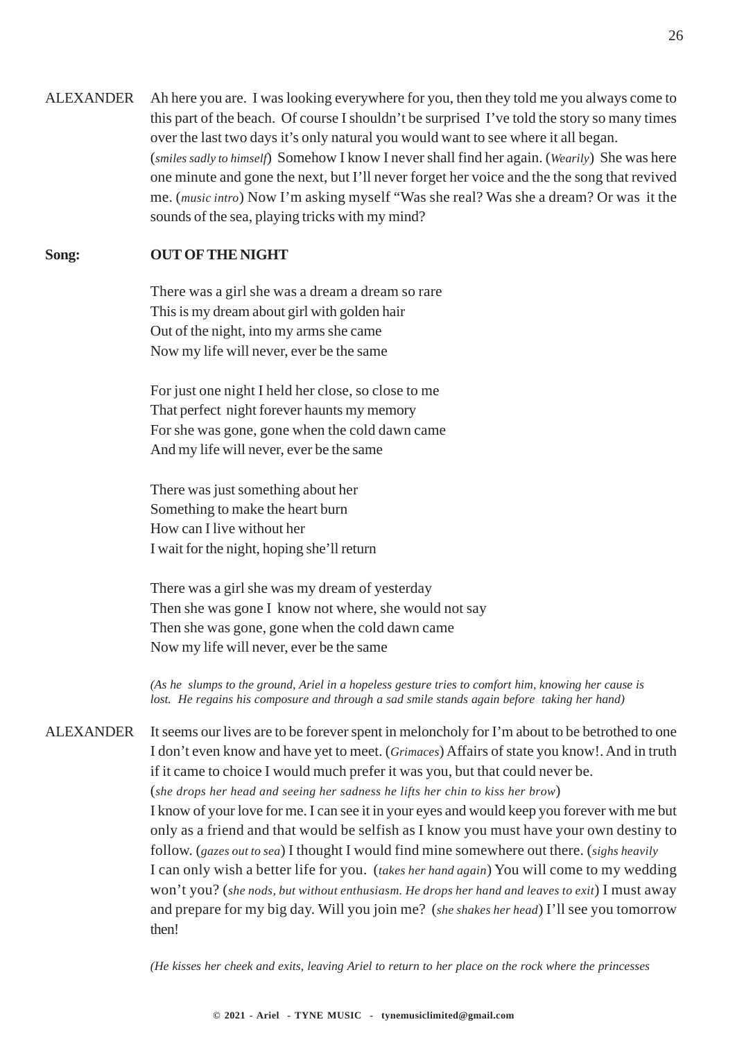ALEXANDER Ah here you are. I was looking everywhere for you, then they told me you always come to this part of the beach. Of course I shouldn't be surprised I've told the story so many times over the last two days it's only natural you would want to see where it all began. (*smiles sadly to himself*) Somehow I know I never shall find her again. (*Wearily*) She was here one minute and gone the next, but I'll never forget her voice and the the song that revived me. (*music intro*) Now I'm asking myself "Was she real? Was she a dream? Or was it the sounds of the sea, playing tricks with my mind?

**Song: OUT OF THE NIGHT**

There was a girl she was a dream a dream so rare
This is my dream about girl with golden hair
Out of the night, into my arms she came
Now my life will never, ever be the same

For just one night I held her close, so close to me
That perfect night forever haunts my memory
For she was gone, gone when the cold dawn came
And my life will never, ever be the same

There was just something about her
Something to make the heart burn
How can I live without her
I wait for the night, hoping she'll return

There was a girl she was my dream of yesterday
Then she was gone I know not where, she would not say
Then she was gone, gone when the cold dawn came
Now my life will never, ever be the same

*(As he slumps to the ground, Ariel in a hopeless gesture tries to comfort him, knowing her cause is lost. He regains his composure and through a sad smile stands again before taking her hand)*

ALEXANDER It seems our lives are to be forever spent in meloncholy for I'm about to be betrothed to one I don't even know and have yet to meet. (*Grimaces*) Affairs of state you know!. And in truth if it came to choice I would much prefer it was you, but that could never be.
(*she drops her head and seeing her sadness he lifts her chin to kiss her brow*)
I know of your love for me. I can see it in your eyes and would keep you forever with me but only as a friend and that would be selfish as I know you must have your own destiny to follow. (*gazes out to sea*) I thought I would find mine somewhere out there. (*sighs heavily*
I can only wish a better life for you. (*takes her hand again*) You will come to my wedding won't you? (*she nods, but without enthusiasm. He drops her hand and leaves to exit*) I must away and prepare for my big day. Will you join me? (*she shakes her head*) I'll see you tomorrow then!

*(He kisses her cheek and exits, leaving Ariel to return to her place on the rock where the princesses*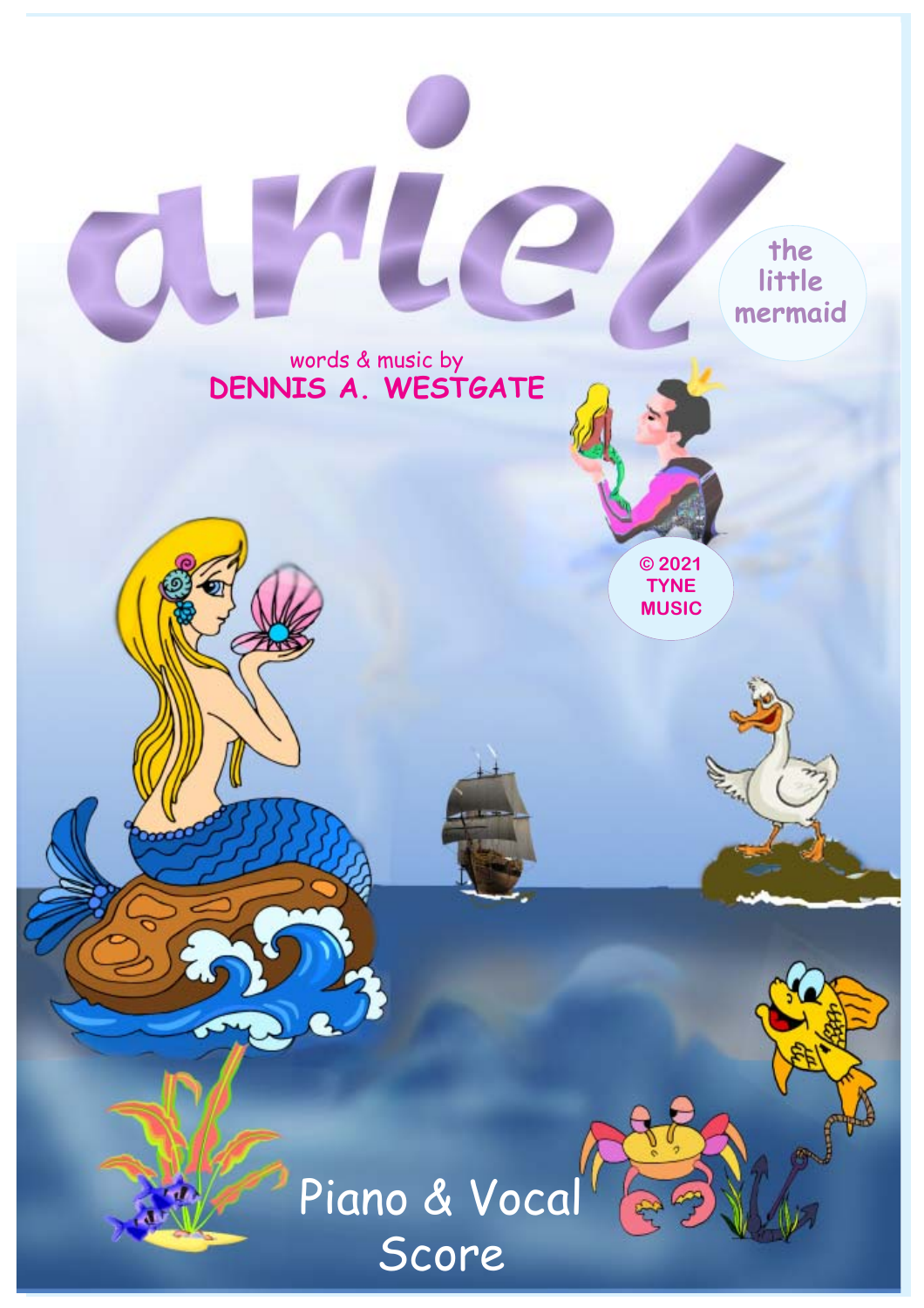# ariel

the little mermaid

words & music by
**DENNIS A. WESTGATE**

© 2021
TYNE
MUSIC

Piano & Vocal
Score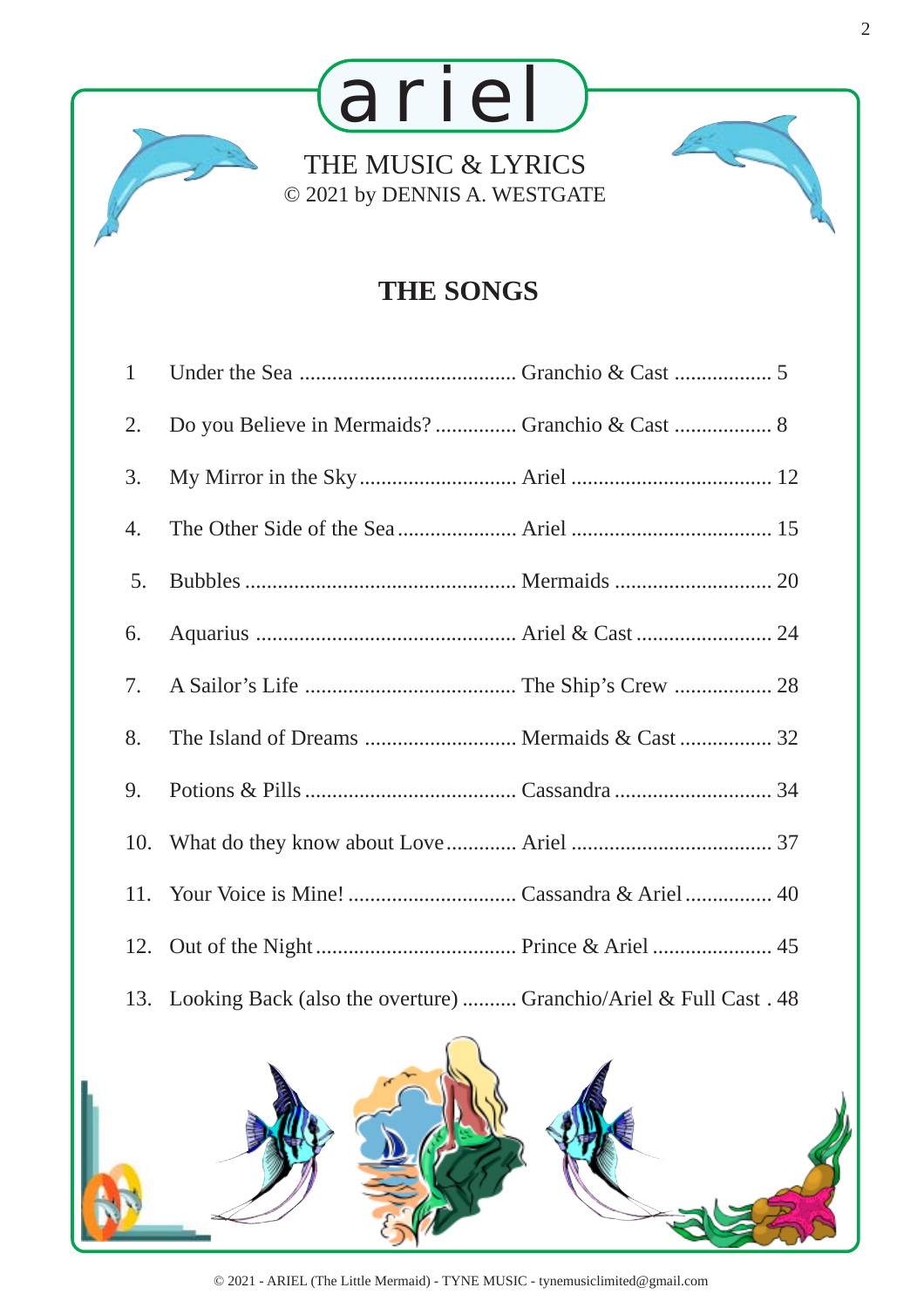# ariel

THE MUSIC & LYRICS
© 2021 by DENNIS A. WESTGATE

## THE SONGS

| No. | Song | Performer | Page |
|---|---|---|---|
| 1 | Under the Sea | Granchio & Cast | 5 |
| 2. | Do you Believe in Mermaids? | Granchio & Cast | 8 |
| 3. | My Mirror in the Sky | Ariel | 12 |
| 4. | The Other Side of the Sea | Ariel | 15 |
| 5. | Bubbles | Mermaids | 20 |
| 6. | Aquarius | Ariel & Cast | 24 |
| 7. | A Sailor's Life | The Ship's Crew | 28 |
| 8. | The Island of Dreams | Mermaids & Cast | 32 |
| 9. | Potions & Pills | Cassandra | 34 |
| 10. | What do they know about Love | Ariel | 37 |
| 11. | Your Voice is Mine! | Cassandra & Ariel | 40 |
| 12. | Out of the Night | Prince & Ariel | 45 |
| 13. | Looking Back (also the overture) | Granchio/Ariel & Full Cast | 48 |

© 2021 - ARIEL (The Little Mermaid) - TYNE MUSIC - tynemusiclimited@gmail.com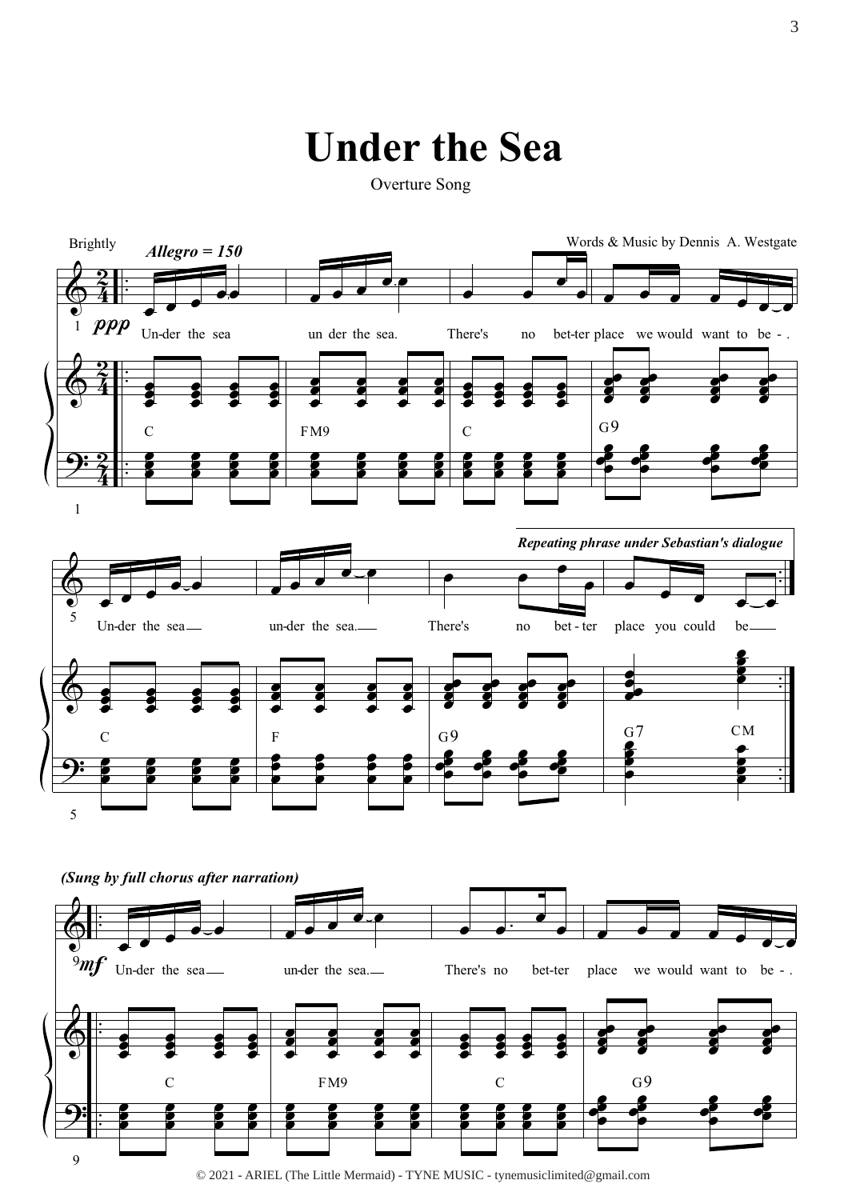# Under the Sea

Overture Song

Brightly

*Allegro = 150*

Words & Music by Dennis A. Westgate

*ppp* Un-der the sea un der the sea. There's no bet-ter place we would want to be - .

C FM9 C G9

Un-der the sea un-der the sea. There's no bet - ter place you could be

C F G9 G7 CM

***Repeating phrase under Sebastian's dialogue***

***(Sung by full chorus after narration)***

*mf* Un-der the sea un-der the sea. There's no bet-ter place we would want to be - .

C FM9 C G9

© 2021 - ARIEL (The Little Mermaid) - TYNE MUSIC - tynemusiclimited@gmail.com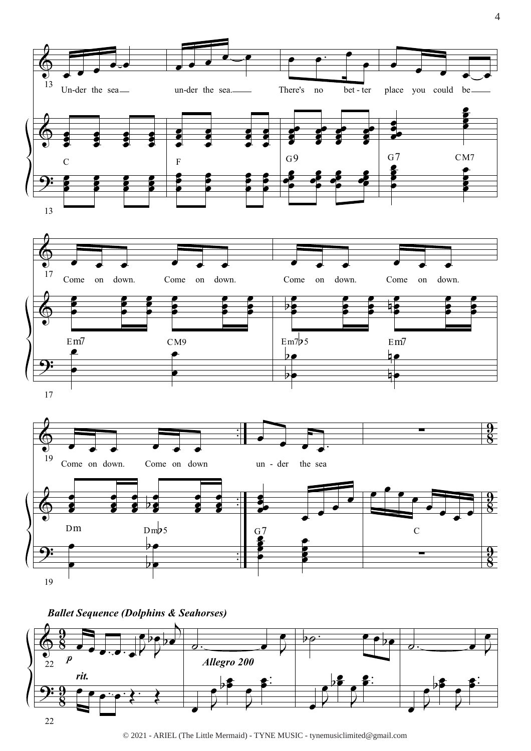Un-der the sea un-der the sea. There's no bet-ter place you could be

C F G9 G7 CM7

Come on down. Come on down. Come on down. Come on down.

Em7 CM9 Em7♭5 Em7

Come on down. Come on down un-der the sea

Dm Dm♭5 G7 C

*Ballet Sequence (Dolphins & Seahorses)*

*p* *rit.* *Allegro 200*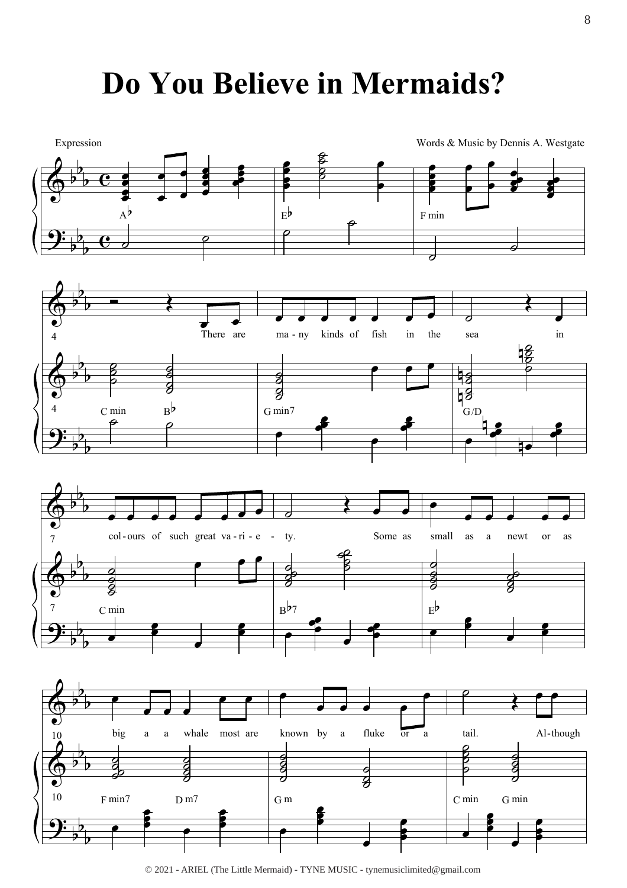# Do You Believe in Mermaids?

Expression

Words & Music by Dennis A. Westgate

There are ma-ny kinds of fish in the sea in col-ours of such great va-ri-e-ty. Some as small as a newt or as big a a whale most are known by a fluke or a tail. Al-though

© 2021 - ARIEL (The Little Mermaid) - TYNE MUSIC - tynemusiclimited@gmail.com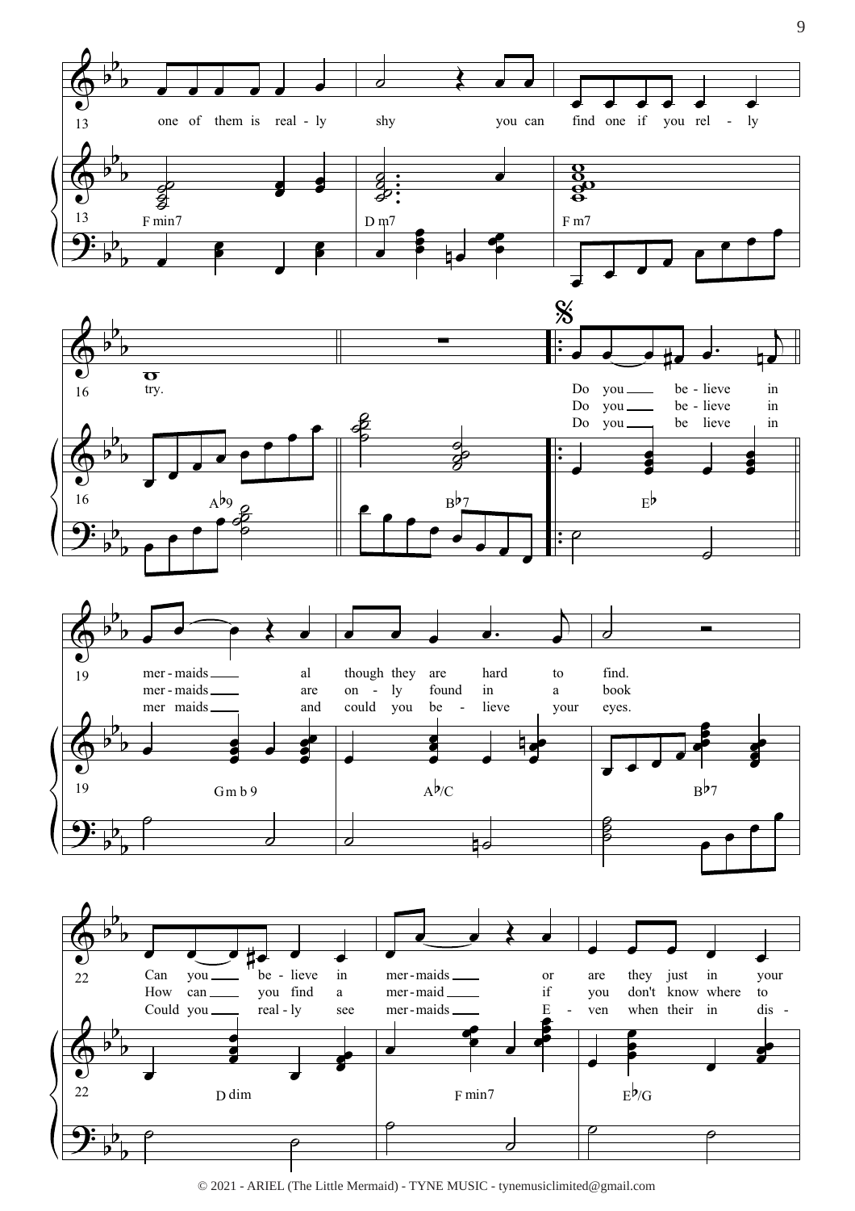13 one of them is real - ly shy you can find one if you rel - ly

F min7 | D m7 | F m7

16 try.

Do you ___ be - lieve in
Do you ___ be - lieve in
Do you ___ be lieve in

A♭9 | B♭7 | E♭

19 mer - maids ___ al though they are hard to find.
mer - maids ___ are on - ly found in a book
mer maids ___ and could you be - lieve your eyes.

Gm b 9 | A♭/C | B♭7

22 Can you ___ be - lieve in mer - maids ___ or are they just in your
How can ___ you find a mer - maid ___ if you don't know where to
Could you ___ real - ly see mer - maids ___ E - ven when their in dis -

D dim | F min7 | E♭/G

© 2021 - ARIEL (The Little Mermaid) - TYNE MUSIC - tynemusiclimited@gmail.com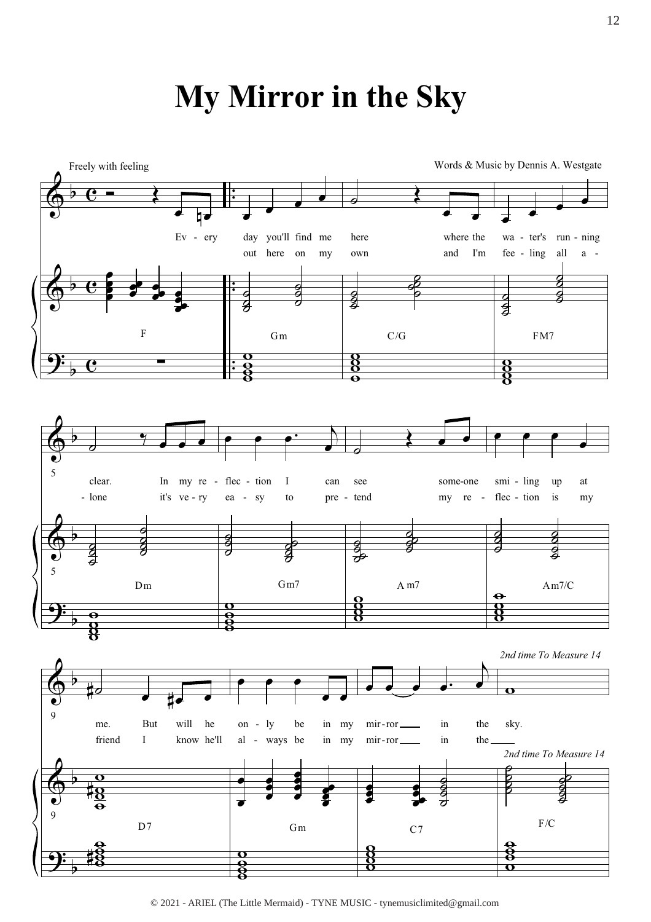# My Mirror in the Sky

Freely with feeling

Words & Music by Dennis A. Westgate

Ev - ery day you'll find me here where the wa - ter's run - ning clear. In my re - flec - tion I can see some-one smi - ling up at me. But will he on - ly be in my mir - ror in the sky.

out here on my own and I'm fee - ling all a - lone it's ve - ry ea - sy to pre - tend my re - flec - tion is my friend I know he'll al - ways be in my mir - ror in the

F | Gm | C/G | FM7 | Dm | Gm7 | Am7 | Am7/C | D7 | Gm | C7 | F/C

*2nd time To Measure 14*

© 2021 - ARIEL (The Little Mermaid) - TYNE MUSIC - tynemusiclimited@gmail.com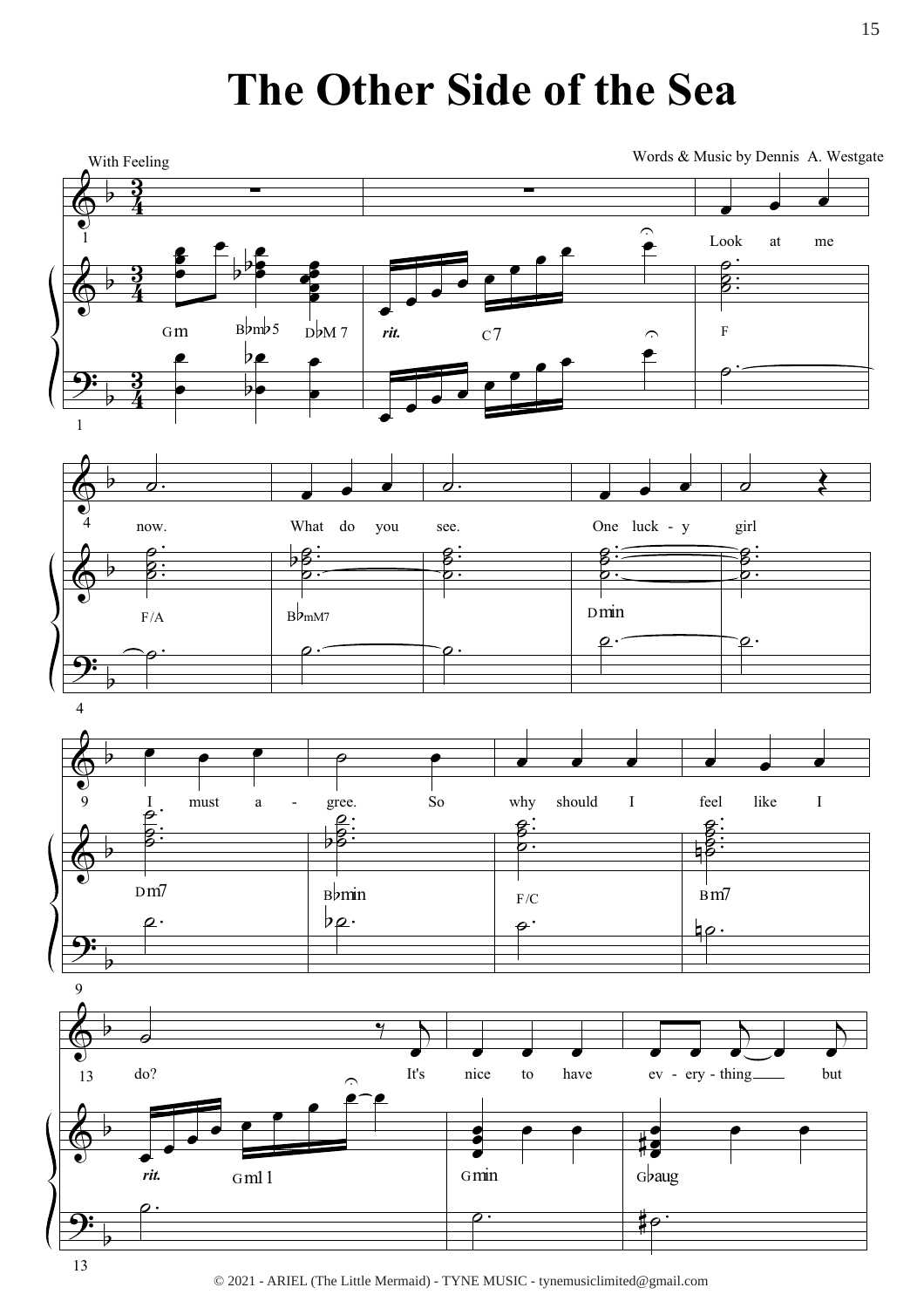# The Other Side of the Sea

With Feeling

Words & Music by Dennis A. Westgate

Look at me now. What do you see. One luck - y girl I must a - gree. So why should I feel like I do? It's nice to have ev - ery - thing but

© 2021 - ARIEL (The Little Mermaid) - TYNE MUSIC - tynemusiclimited@gmail.com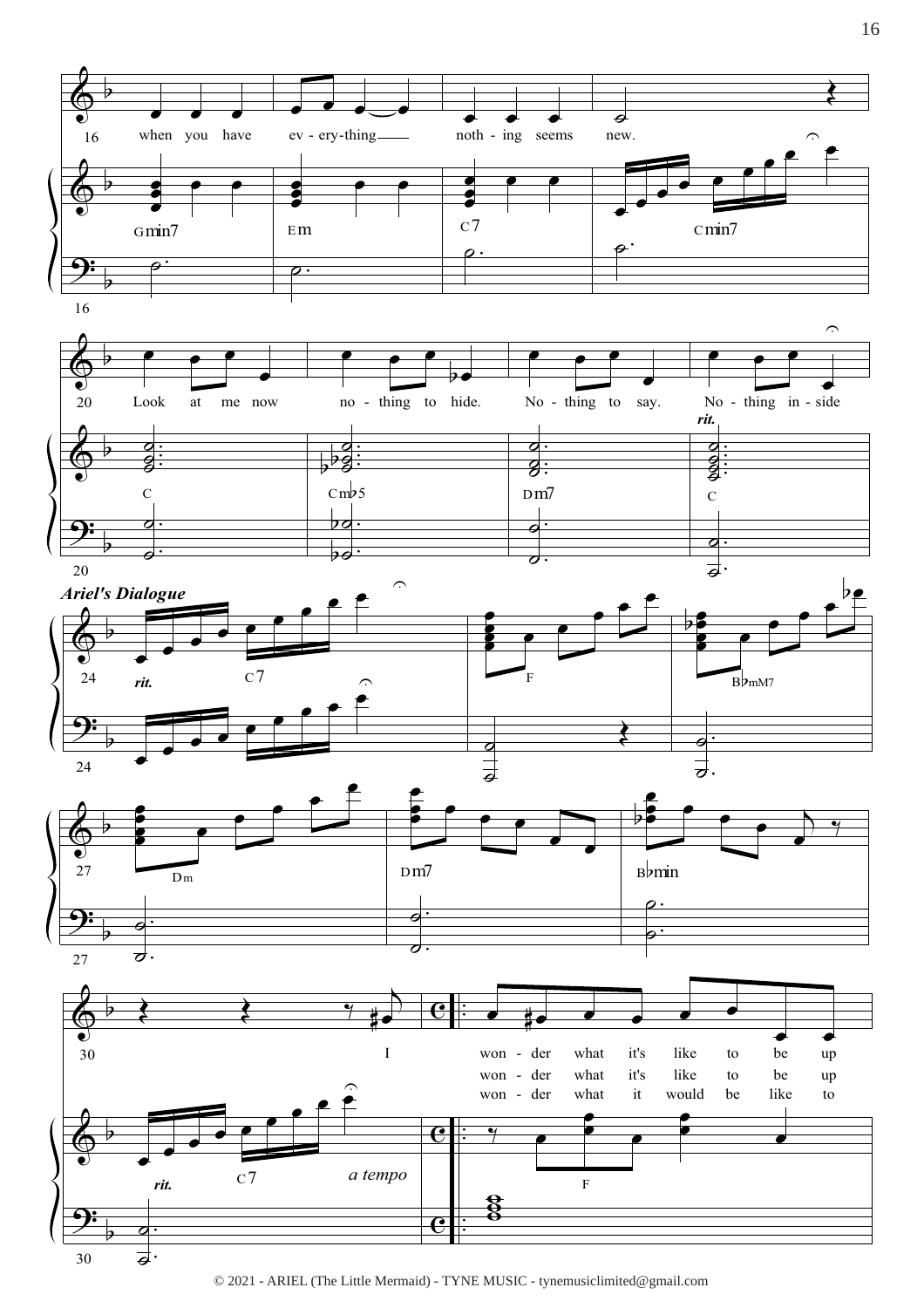when you have ev - ery-thing noth - ing seems new.

Gmin7 Em C7 Cmin7

Look at me now no - thing to hide. No - thing to say. No - thing in - side

*rit.*

C Cm♭5 Dm7 C

***Ariel's Dialogue***

*rit.* C7 F B♭mM7

Dm Dm7 B♭min

I won - der what it's like to be up

won - der what it's like to be up

won - der what it would be like to

*rit.* C7 *a tempo* F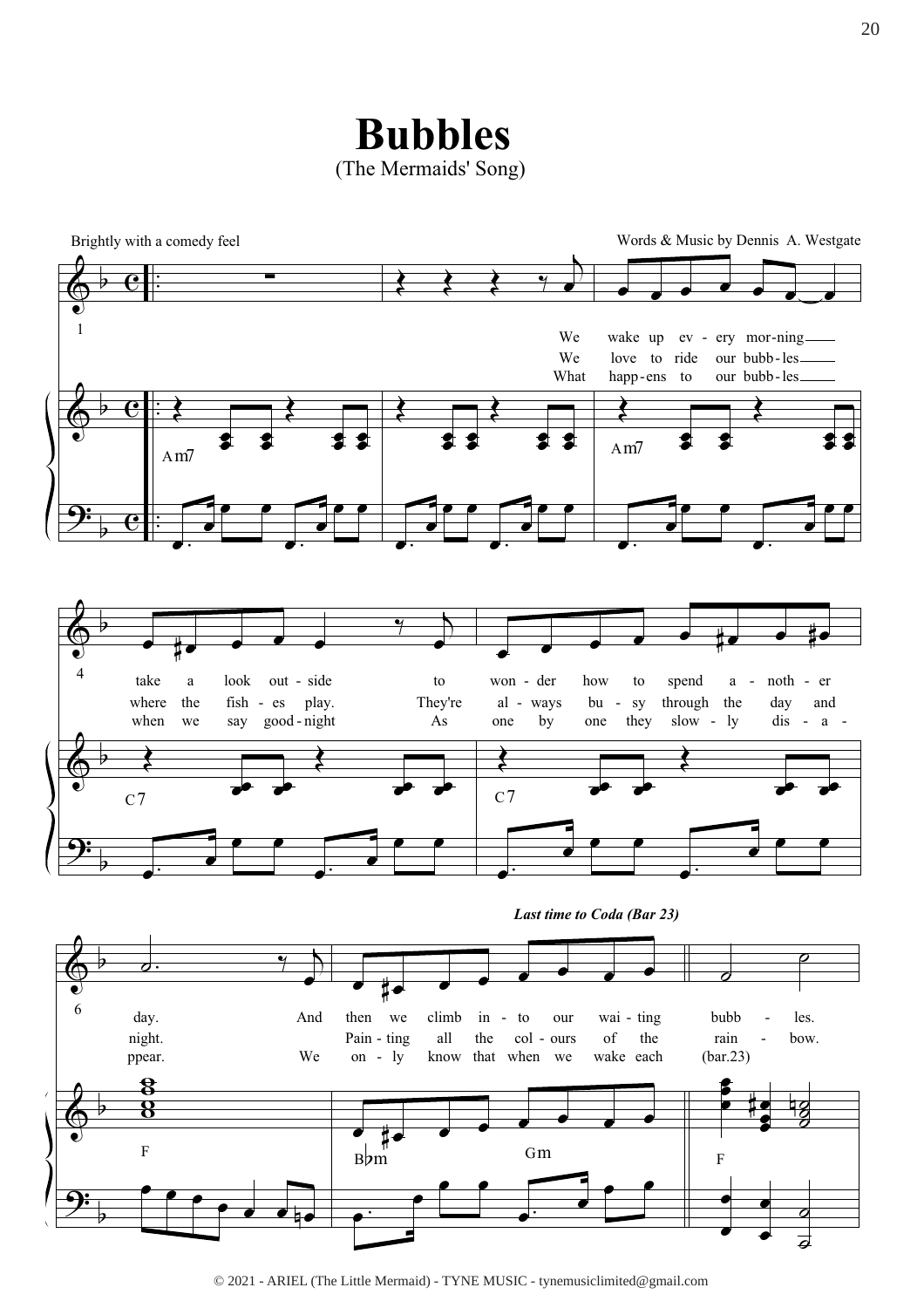# Bubbles

(The Mermaids' Song)

Brightly with a comedy feel

Words & Music by Dennis A. Westgate

We wake up ev - ery mor-ning take a look out - side to won - der how to spend a - noth - er day. And then we climb in - to our wai - ting bubb - les.

We love to ride our bubb - les where the fish - es play. They're al - ways bu - sy through the day and night. Pain - ting all the col - ours of the rain - bow.

What happ - ens to our bubb - les when we say good - night As one by one they slow - ly dis - a - ppear. We on - ly know that when we wake each (bar.23)

*Last time to Coda (Bar 23)*

Am7 · Am7 · C7 · C7 · F · B♭m · Gm · F

© 2021 - ARIEL (The Little Mermaid) - TYNE MUSIC - tynemusiclimited@gmail.com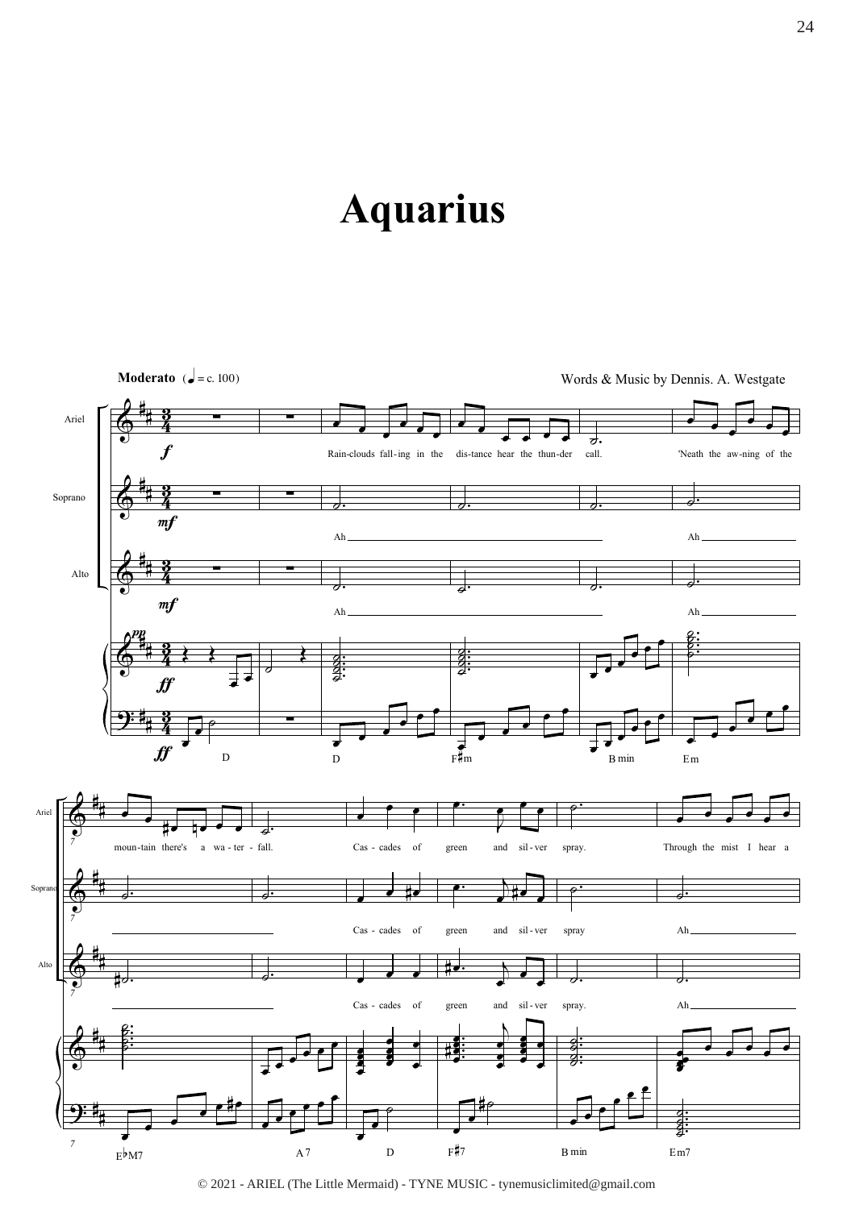# Aquarius

**Moderato** (♩ = c. 100)

Words & Music by Dennis. A. Westgate

Ariel: Rain-clouds fall-ing in the dis-tance hear the thun-der call. 'Neath the aw-ning of the moun-tain there's a wa-ter-fall. Cas-cades of green and sil-ver spray. Through the mist I hear a

Soprano: Ah Ah Cas-cades of green and sil-ver spray Ah

Alto: Ah Ah Cas-cades of green and sil-ver spray. Ah

D D F♯m B min Em E♭M7 A7 D F♯7 B min Em7

© 2021 - ARIEL (The Little Mermaid) - TYNE MUSIC - tynemusiclimited@gmail.com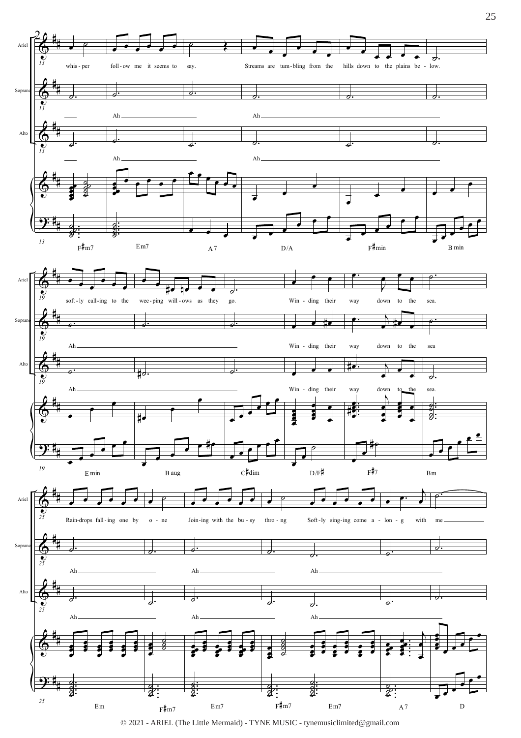Ariel
Soprano
Alto

13

whis - per foll - ow me it seems to say. Streams are tum - bling from the hills down to the plains be - low.

Ah Ah

Ah Ah

F♯m7 Em7 A7 D/A F♯min B min

19

soft - ly call - ing to the wee - ping will - ows as they go. Win - ding their way down to the sea.

Ah Win - ding their way down to the sea

Ah Win - ding their way down to the sea.

E min B aug C♯dim D/F♯ F♯7 Bm

25

Rain-drops fall - ing one by o - ne Join - ing with the bu - sy thro - ng Soft - ly sing - ing come a - lon - g with me

Ah Ah Ah

Ah Ah Ah

Em F♯m7 Em7 F♯m7 Em7 A7 D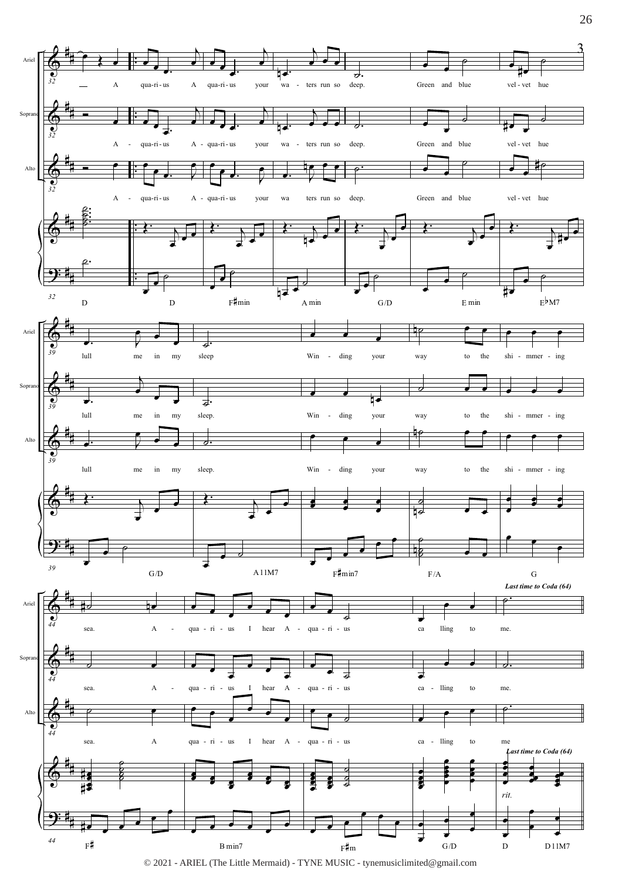Ariel

A qua-ri-us A qua-ri-us your wa - ters run so deep. Green and blue vel-vet hue

Soprano

A - qua-ri-us A - qua-ri-us your wa - ters run so deep. Green and blue vel-vet hue

Alto

A - qua-ri-us A - qua-ri-us your wa ters run so deep. Green and blue vel-vet hue

D D F♯min A min G/D E min E♭M7

Ariel

lull me in my sleep Win - ding your way to the shi - mmer - ing

Soprano

lull me in my sleep. Win - ding your way to the shi - mmer - ing

Alto

lull me in my sleep. Win - ding your way to the shi - mmer - ing

G/D A11M7 F♯min7 F/A G

*Last time to Coda (64)*

Ariel

sea. A - qua - ri - us I hear A - qua - ri - us ca lling to me.

Soprano

sea. A - qua - ri - us I hear A - qua - ri - us ca - lling to me.

Alto

sea. A qua - ri - us I hear A - qua - ri - us ca - lling to me

*Last time to Coda (64)*

*rit.*

F♯ B min7 F♯m G/D D D11M7

© 2021 - ARIEL (The Little Mermaid) - TYNE MUSIC - tynemusiclimited@gmail.com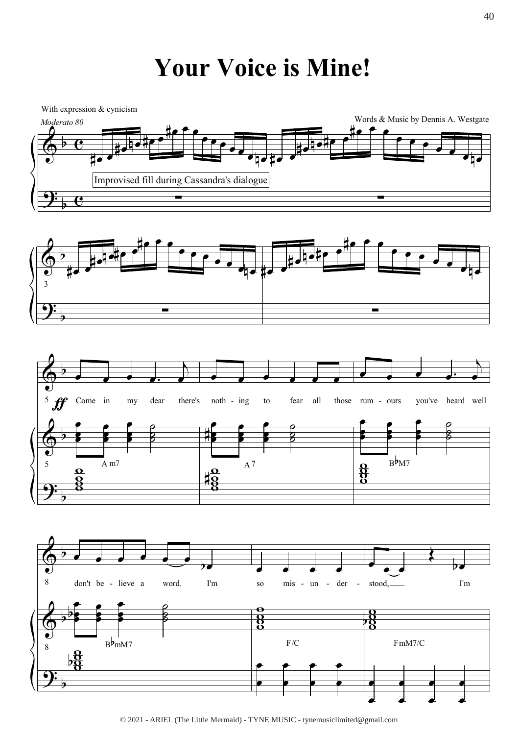# Your Voice is Mine!

With expression & cynicism

*Moderato 80*

Words & Music by Dennis A. Westgate

Improvised fill during Cassandra's dialogue

Come in my dear there's noth - ing to fear all those rum - ours you've heard well don't be - lieve a word. I'm so mis - un - der - stood, I'm

A m7 | A 7 | B♭M7 | B♭mM7 | F/C | FmM7/C

© 2021 - ARIEL (The Little Mermaid) - TYNE MUSIC - tynemusiclimited@gmail.com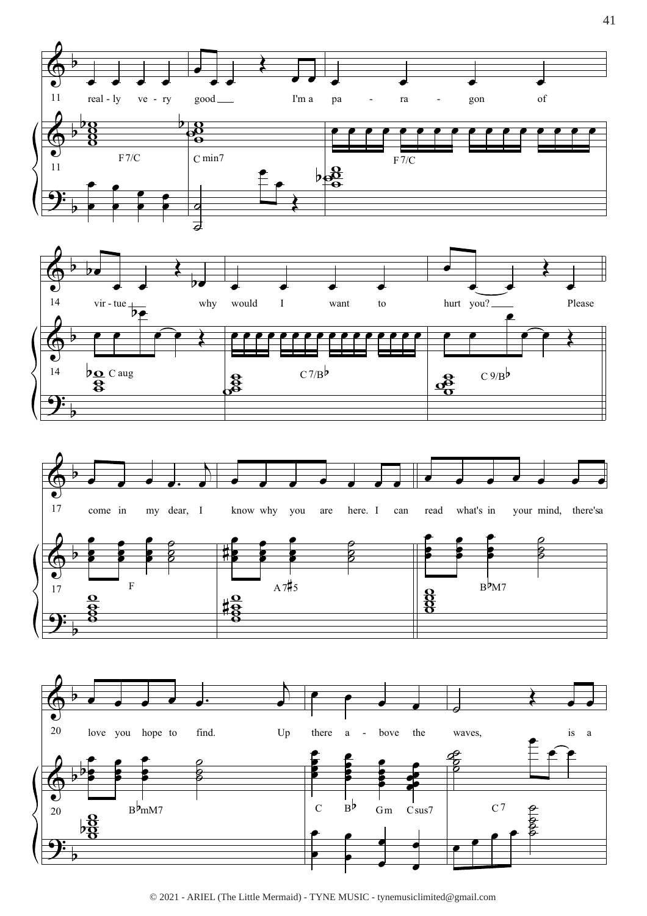11 really very good I'm a paragon of

F7/C  C min7  F7/C

14 virtue why would I want to hurt you? Please

C aug  C7/B♭  C9/B♭

17 come in my dear, I know why you are here. I can read what's in your mind, there's a

F  A7♯5  B♭M7

20 love you hope to find. Up there above the waves, is a

B♭mM7  C  B♭  Gm  Csus7  C7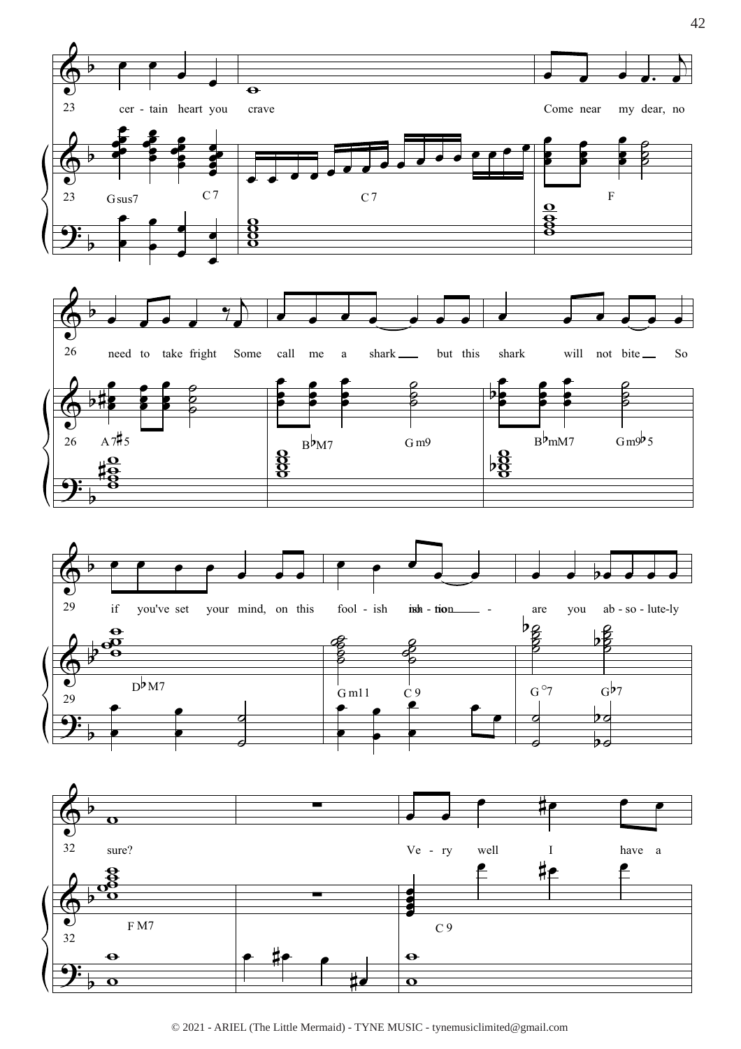23 cer - tain heart you crave

Come near my dear, no

Gsus7 C7 C7 F

26 need to take fright Some call me a shark but this shark will not bite So

A7♯5 B♭M7 Gm9 B♭mM7 Gm9♭5

29 if you've set your mind, on this fool - ish ambition - are you ab - so - lute-ly

D♭M7 Gm11 C9 G°7 G♭7

32 sure?

Ve - ry well I have a

FM7 C9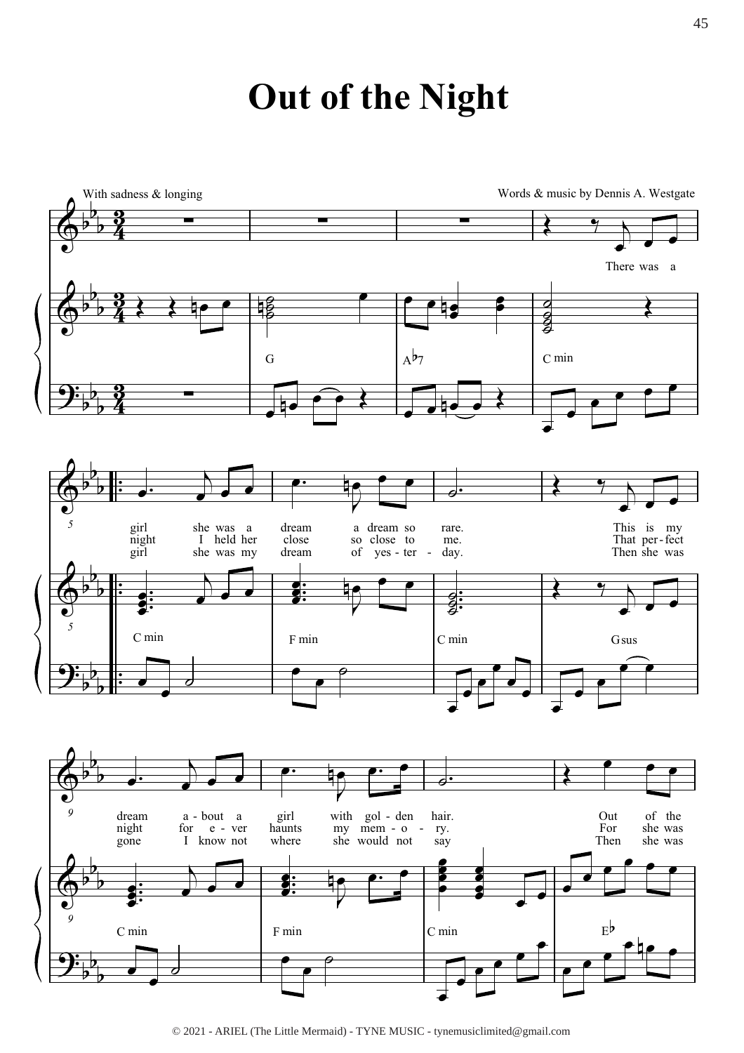# Out of the Night

With sadness & longing

Words & music by Dennis A. Westgate

There was a girl she was a dream a dream so rare. This is my dream a-bout a girl with gol-den hair. Out of the

night I held her close so close to me. That per-fect night for e-ver haunts my mem-o-ry. For she was

girl she was my dream of yes-ter-day. Then she was gone I know not where she would not say Then she was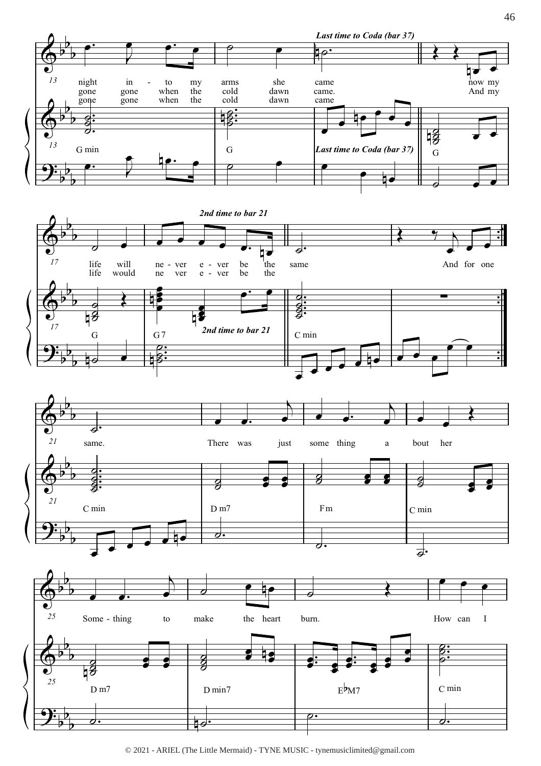*Last time to Coda (bar 37)*

night in - to my arms she came now my
gone gone when the cold dawn came. And my
gone gone when the cold dawn came

G min | G | *Last time to Coda (bar 37)* | G

*2nd time to bar 21*

life will ne - ver e - ver be the same And for one
life would ne ver e - ver be the

G | G7 | *2nd time to bar 21* | C min

same. There was just some thing a bout her

C min | D m7 | Fm | C min

Some - thing to make the heart burn. How can I

D m7 | D min7 | E♭M7 | C min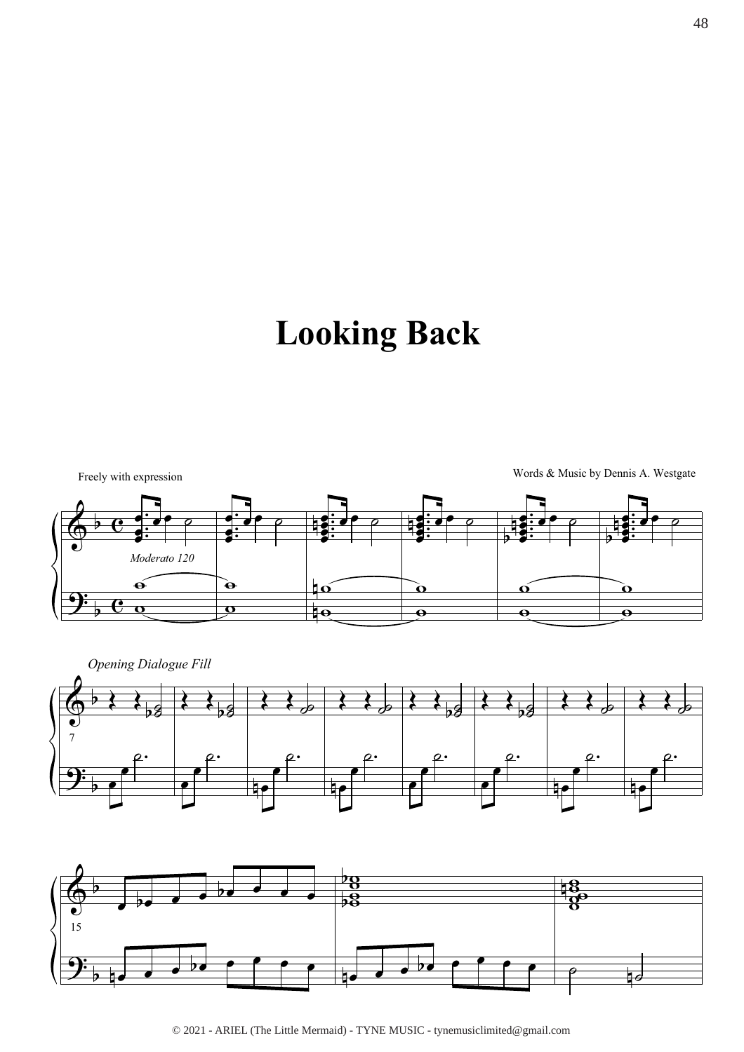# Looking Back

Freely with expression

Words & Music by Dennis A. Westgate

*Moderato 120*

*Opening Dialogue Fill*

© 2021 - ARIEL (The Little Mermaid) - TYNE MUSIC - tynemusiclimited@gmail.com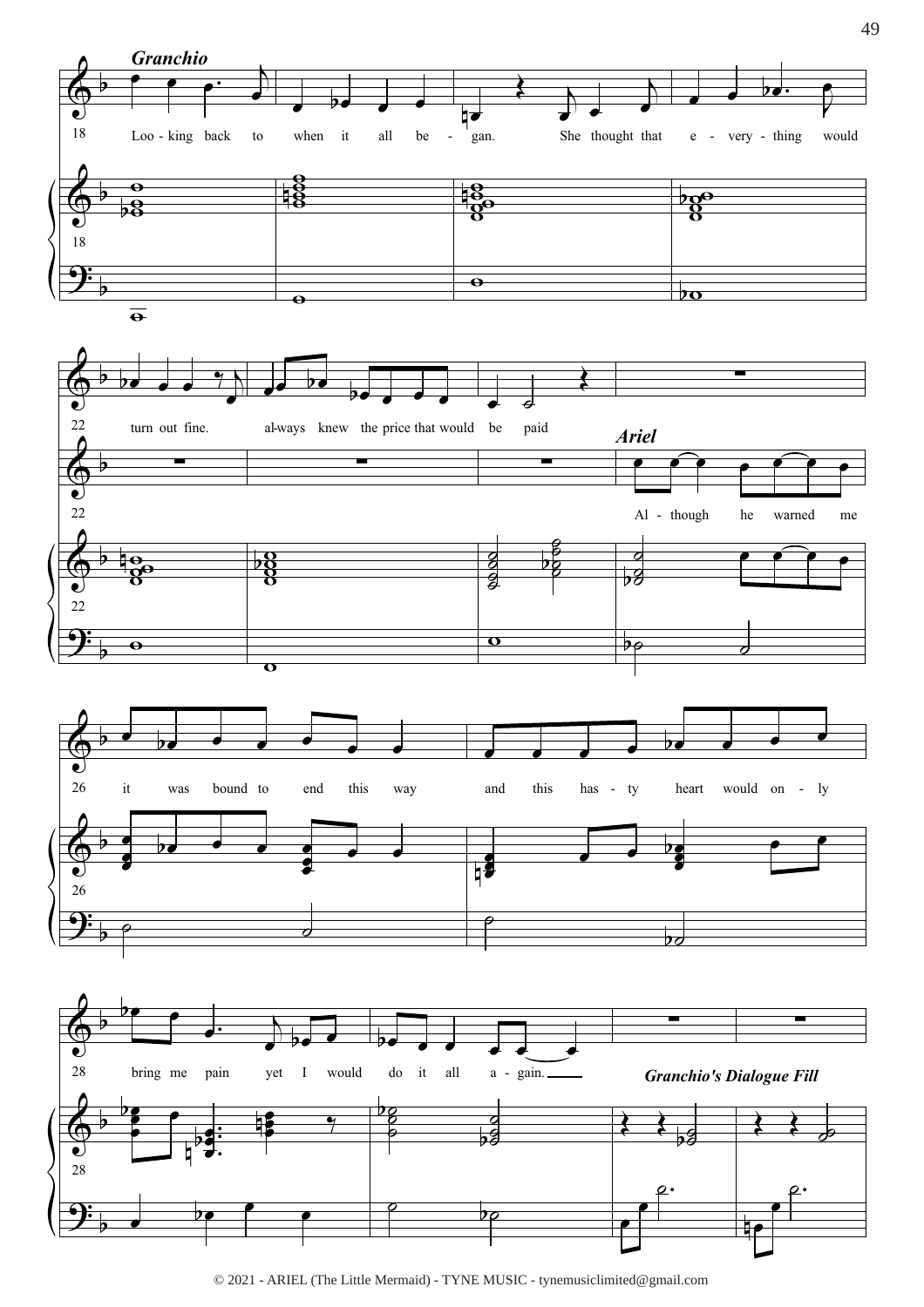**Granchio**

Loo - king back to when it all be - gan. She thought that e - very - thing would turn out fine. al-ways knew the price that would be paid

**Ariel**

Al - though he warned me it was bound to end this way and this has - ty heart would on - ly bring me pain yet I would do it all a - gain.

***Granchio's Dialogue Fill***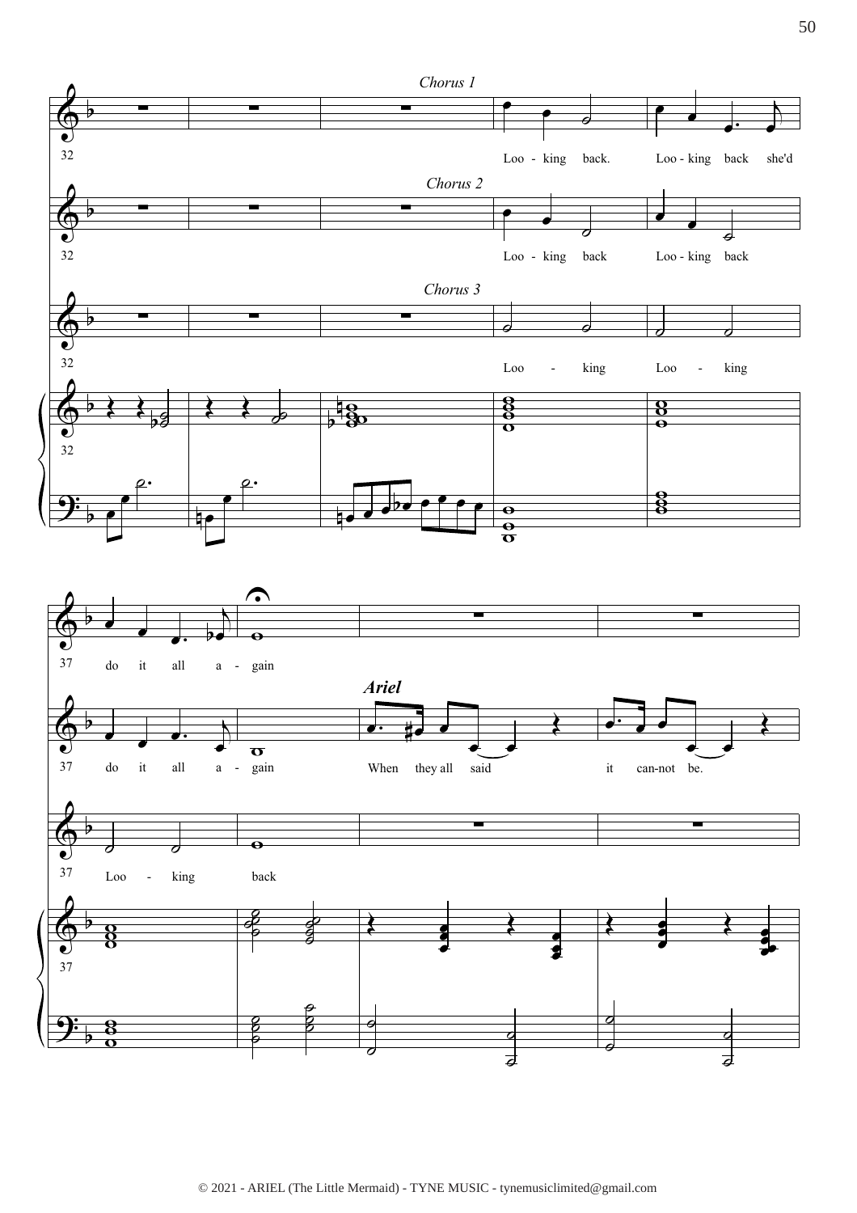*Chorus 1*

*Chorus 2*

*Chorus 3*

32

Loo - king back. Loo - king back she'd

Loo - king back Loo - king back

Loo - king Loo - king

37

do it all a - gain

do it all a - gain

Loo - king back

***Ariel***

When they all said it can-not be.

© 2021 - ARIEL (The Little Mermaid) - TYNE MUSIC - tynemusiclimited@gmail.com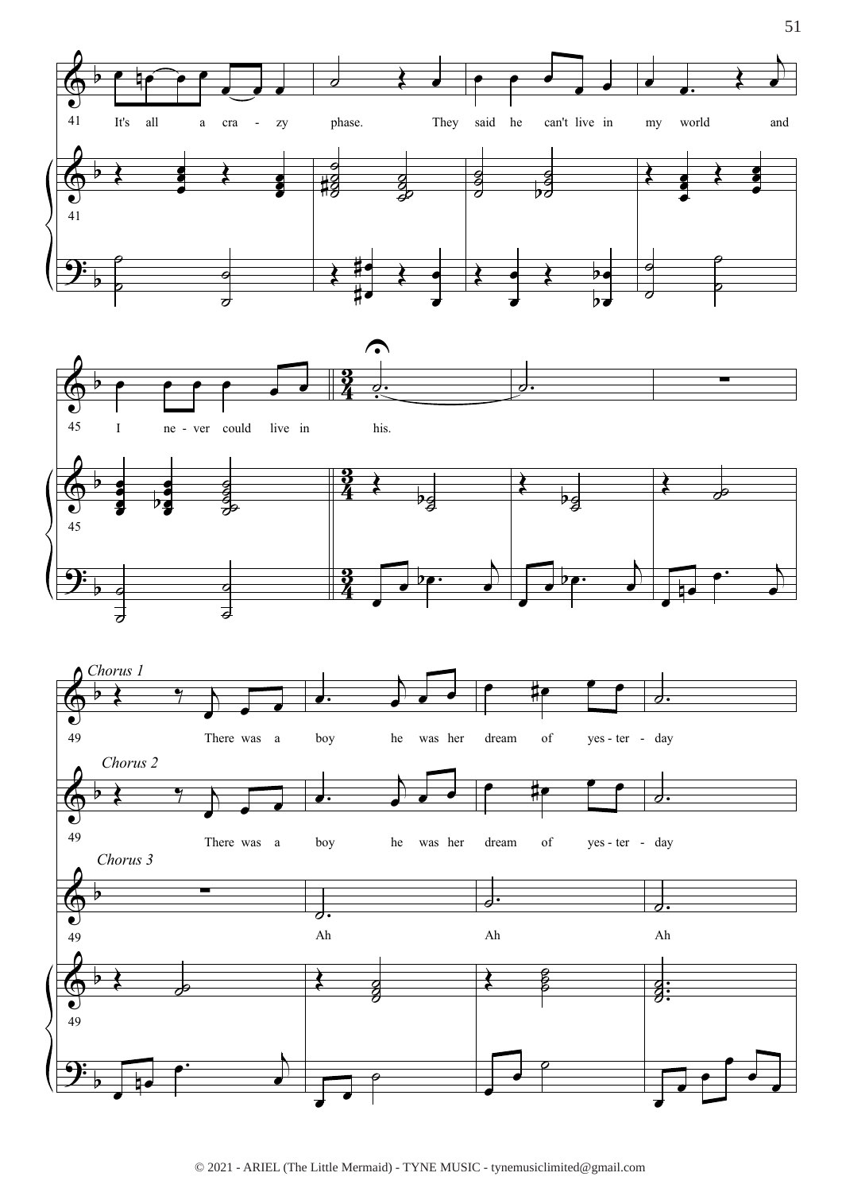Chorus 1

Chorus 2

Chorus 3

It's all a cra - zy phase. They said he can't live in my world and

I ne - ver could live in his.

There was a boy he was her dream of yes - ter - day

There was a boy he was her dream of yes - ter - day

Ah Ah Ah

© 2021 - ARIEL (The Little Mermaid) - TYNE MUSIC - tynemusiclimited@gmail.com